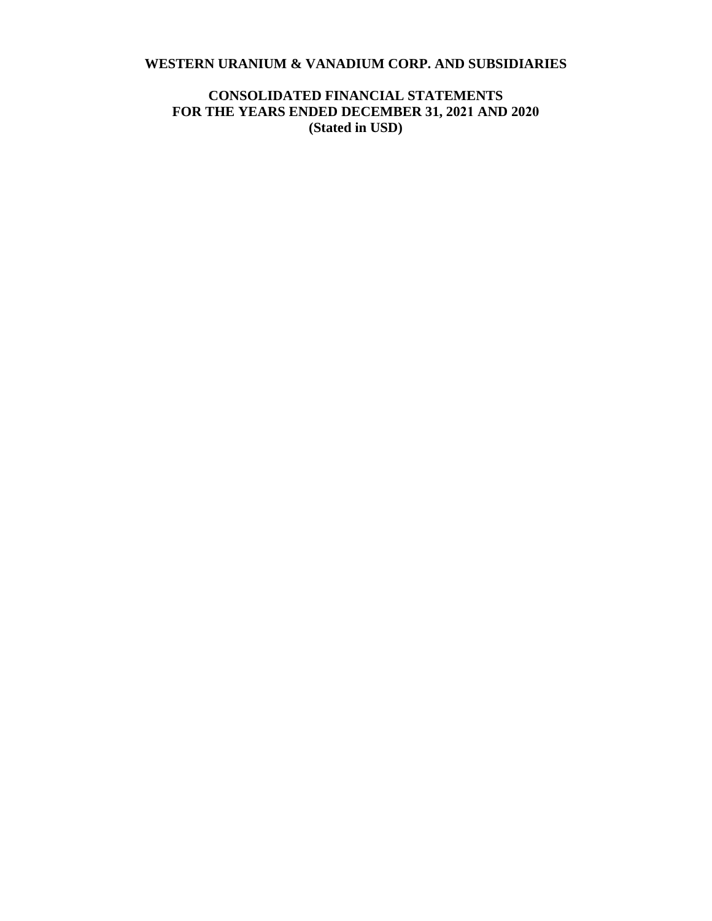# WESTERN URANIUM & VANADIUM CORP. AND SUBSIDIARIES

## CONSOLIDATED FINANCIAL STATEMENTS
## FOR THE YEARS ENDED DECEMBER 31, 2021 AND 2020
## (Stated in USD)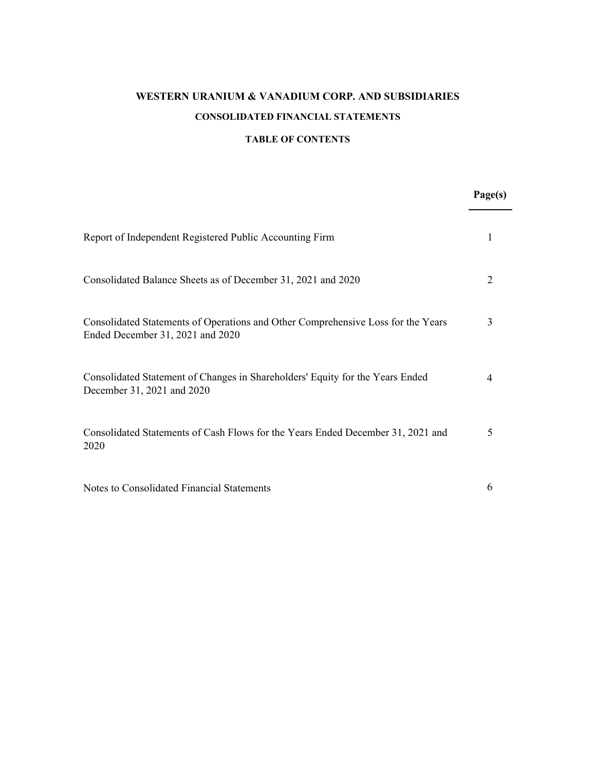# WESTERN URANIUM & VANADIUM CORP. AND SUBSIDIARIES

## CONSOLIDATED FINANCIAL STATEMENTS

### TABLE OF CONTENTS

| | Page(s) |
|---|---|
| Report of Independent Registered Public Accounting Firm | 1 |
| Consolidated Balance Sheets as of December 31, 2021 and 2020 | 2 |
| Consolidated Statements of Operations and Other Comprehensive Loss for the Years Ended December 31, 2021 and 2020 | 3 |
| Consolidated Statement of Changes in Shareholders' Equity for the Years Ended December 31, 2021 and 2020 | 4 |
| Consolidated Statements of Cash Flows for the Years Ended December 31, 2021 and 2020 | 5 |
| Notes to Consolidated Financial Statements | 6 |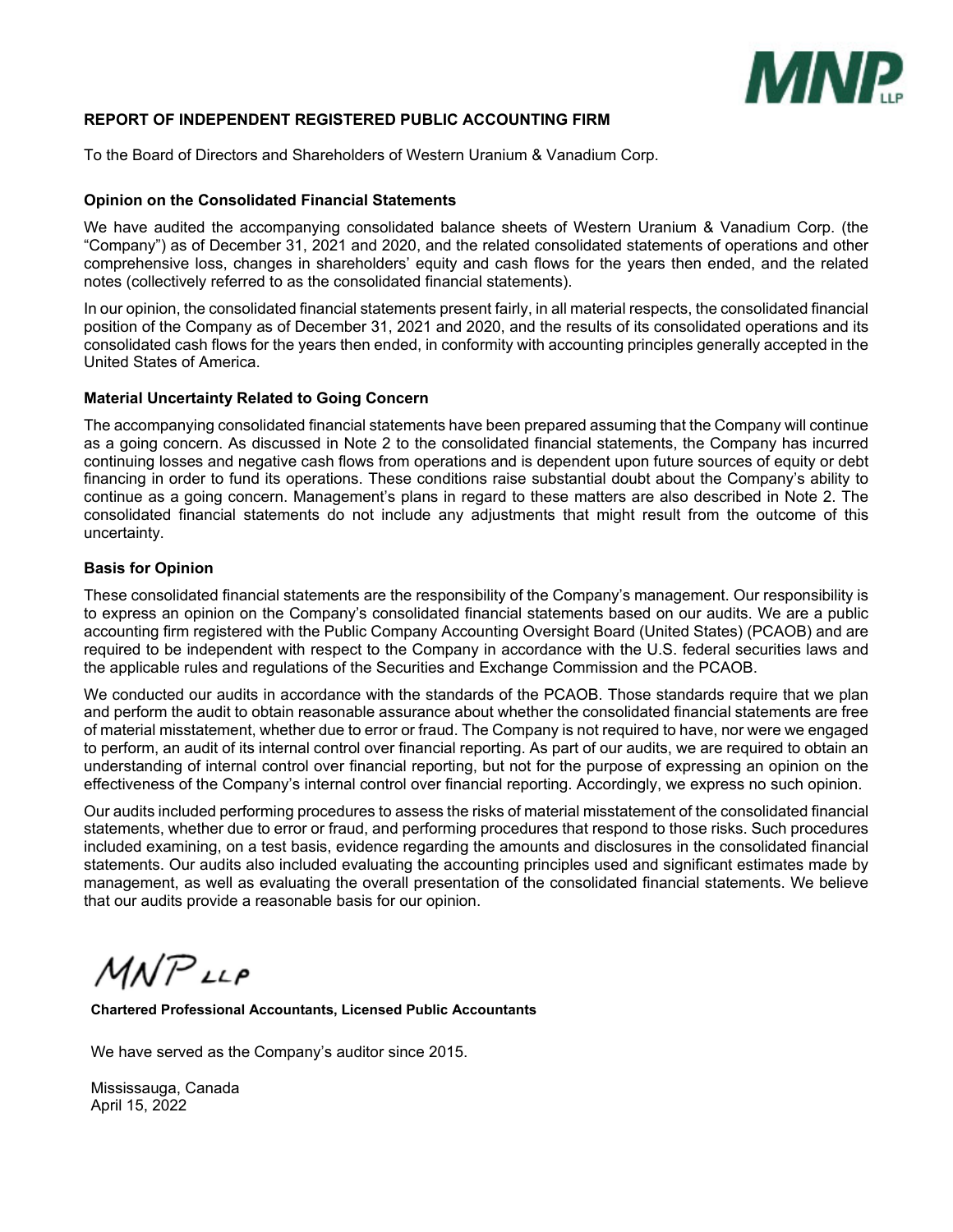MNP LLP

## REPORT OF INDEPENDENT REGISTERED PUBLIC ACCOUNTING FIRM

To the Board of Directors and Shareholders of Western Uranium & Vanadium Corp.

### Opinion on the Consolidated Financial Statements

We have audited the accompanying consolidated balance sheets of Western Uranium & Vanadium Corp. (the "Company") as of December 31, 2021 and 2020, and the related consolidated statements of operations and other comprehensive loss, changes in shareholders' equity and cash flows for the years then ended, and the related notes (collectively referred to as the consolidated financial statements).

In our opinion, the consolidated financial statements present fairly, in all material respects, the consolidated financial position of the Company as of December 31, 2021 and 2020, and the results of its consolidated operations and its consolidated cash flows for the years then ended, in conformity with accounting principles generally accepted in the United States of America.

### Material Uncertainty Related to Going Concern

The accompanying consolidated financial statements have been prepared assuming that the Company will continue as a going concern. As discussed in Note 2 to the consolidated financial statements, the Company has incurred continuing losses and negative cash flows from operations and is dependent upon future sources of equity or debt financing in order to fund its operations. These conditions raise substantial doubt about the Company's ability to continue as a going concern. Management's plans in regard to these matters are also described in Note 2. The consolidated financial statements do not include any adjustments that might result from the outcome of this uncertainty.

### Basis for Opinion

These consolidated financial statements are the responsibility of the Company's management. Our responsibility is to express an opinion on the Company's consolidated financial statements based on our audits. We are a public accounting firm registered with the Public Company Accounting Oversight Board (United States) (PCAOB) and are required to be independent with respect to the Company in accordance with the U.S. federal securities laws and the applicable rules and regulations of the Securities and Exchange Commission and the PCAOB.

We conducted our audits in accordance with the standards of the PCAOB. Those standards require that we plan and perform the audit to obtain reasonable assurance about whether the consolidated financial statements are free of material misstatement, whether due to error or fraud. The Company is not required to have, nor were we engaged to perform, an audit of its internal control over financial reporting. As part of our audits, we are required to obtain an understanding of internal control over financial reporting, but not for the purpose of expressing an opinion on the effectiveness of the Company's internal control over financial reporting. Accordingly, we express no such opinion.

Our audits included performing procedures to assess the risks of material misstatement of the consolidated financial statements, whether due to error or fraud, and performing procedures that respond to those risks. Such procedures included examining, on a test basis, evidence regarding the amounts and disclosures in the consolidated financial statements. Our audits also included evaluating the accounting principles used and significant estimates made by management, as well as evaluating the overall presentation of the consolidated financial statements. We believe that our audits provide a reasonable basis for our opinion.

MNP LLP

**Chartered Professional Accountants, Licensed Public Accountants**

We have served as the Company's auditor since 2015.

Mississauga, Canada
April 15, 2022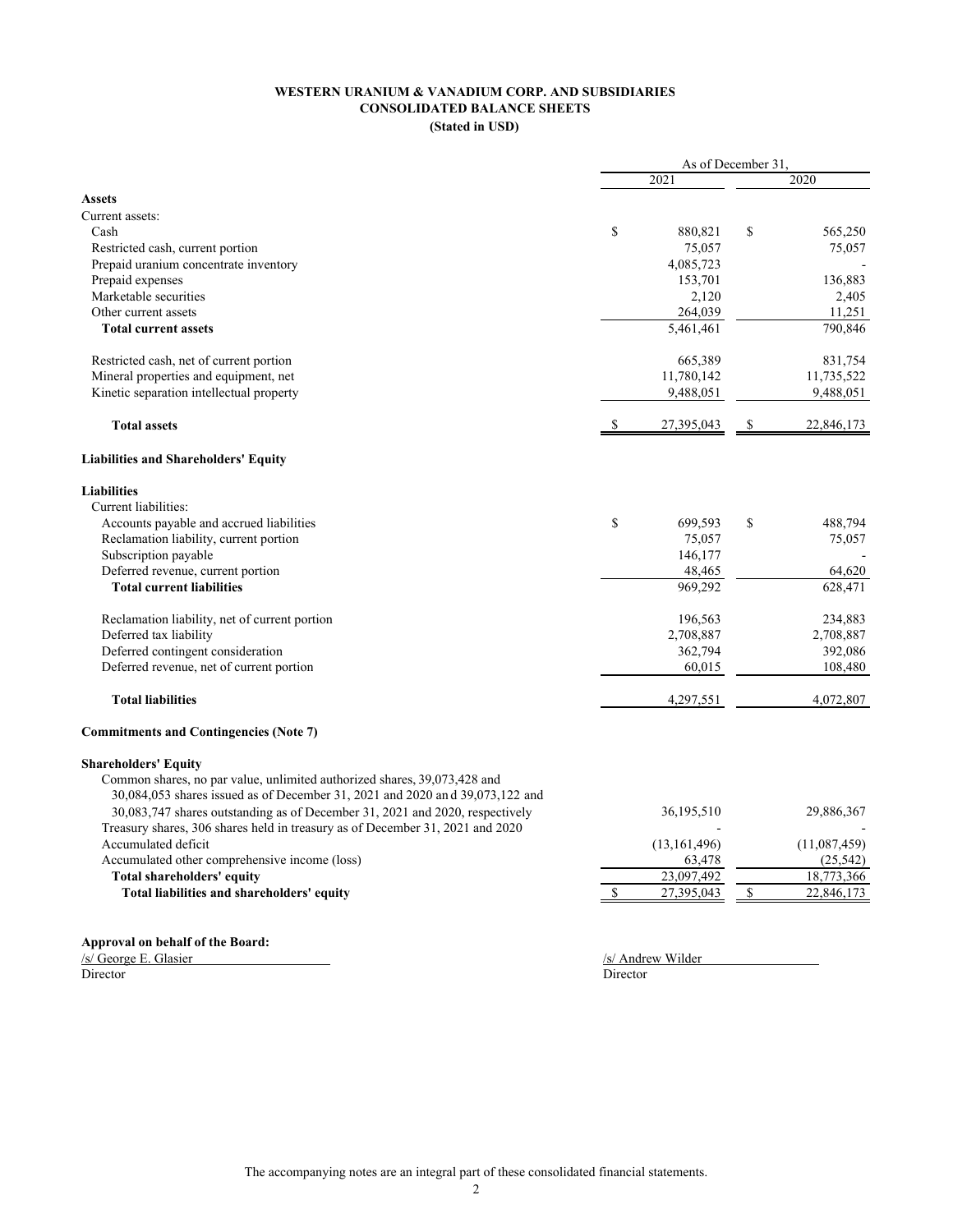**WESTERN URANIUM & VANADIUM CORP. AND SUBSIDIARIES**
**CONSOLIDATED BALANCE SHEETS**
**(Stated in USD)**

| | As of December 31, | |
|---|---|---|
| | 2021 | 2020 |
| **Assets** | | |
| Current assets: | | |
| Cash | $ 880,821 | $ 565,250 |
| Restricted cash, current portion | 75,057 | 75,057 |
| Prepaid uranium concentrate inventory | 4,085,723 | - |
| Prepaid expenses | 153,701 | 136,883 |
| Marketable securities | 2,120 | 2,405 |
| Other current assets | 264,039 | 11,251 |
| **Total current assets** | 5,461,461 | 790,846 |
| Restricted cash, net of current portion | 665,389 | 831,754 |
| Mineral properties and equipment, net | 11,780,142 | 11,735,522 |
| Kinetic separation intellectual property | 9,488,051 | 9,488,051 |
| **Total assets** | $ 27,395,043 | $ 22,846,173 |
| **Liabilities and Shareholders' Equity** | | |
| **Liabilities** | | |
| Current liabilities: | | |
| Accounts payable and accrued liabilities | $ 699,593 | $ 488,794 |
| Reclamation liability, current portion | 75,057 | 75,057 |
| Subscription payable | 146,177 | - |
| Deferred revenue, current portion | 48,465 | 64,620 |
| **Total current liabilities** | 969,292 | 628,471 |
| Reclamation liability, net of current portion | 196,563 | 234,883 |
| Deferred tax liability | 2,708,887 | 2,708,887 |
| Deferred contingent consideration | 362,794 | 392,086 |
| Deferred revenue, net of current portion | 60,015 | 108,480 |
| **Total liabilities** | 4,297,551 | 4,072,807 |
| **Commitments and Contingencies (Note 7)** | | |
| **Shareholders' Equity** | | |
| Common shares, no par value, unlimited authorized shares, 39,073,428 and 30,084,053 shares issued as of December 31, 2021 and 2020 and 39,073,122 and 30,083,747 shares outstanding as of December 31, 2021 and 2020, respectively | 36,195,510 | 29,886,367 |
| Treasury shares, 306 shares held in treasury as of December 31, 2021 and 2020 | - | - |
| Accumulated deficit | (13,161,496) | (11,087,459) |
| Accumulated other comprehensive income (loss) | 63,478 | (25,542) |
| **Total shareholders' equity** | 23,097,492 | 18,773,366 |
| **Total liabilities and shareholders' equity** | $ 27,395,043 | $ 22,846,173 |

**Approval on behalf of the Board:**

/s/ George E. Glasier
Director

/s/ Andrew Wilder
Director

The accompanying notes are an integral part of these consolidated financial statements.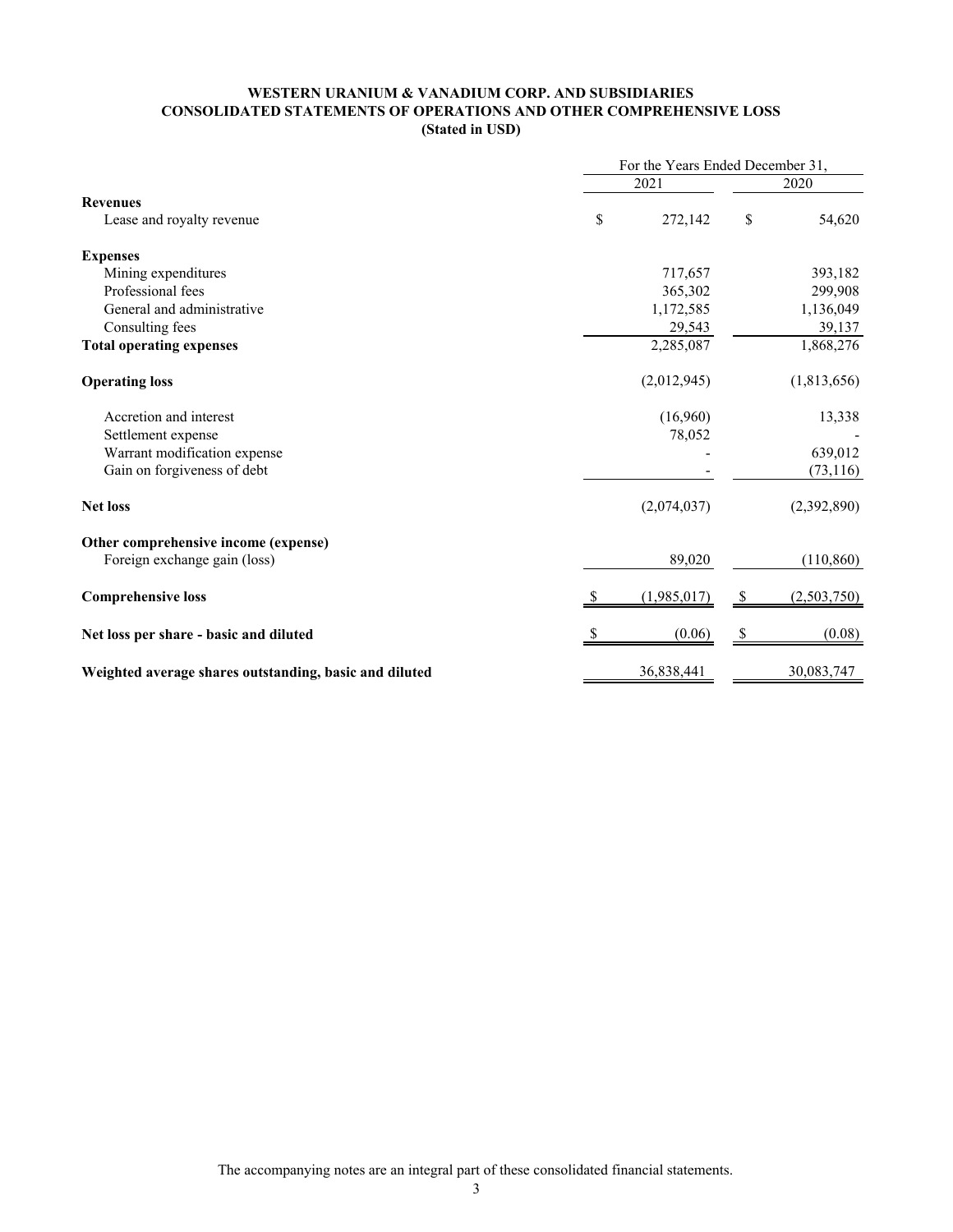**WESTERN URANIUM & VANADIUM CORP. AND SUBSIDIARIES**
**CONSOLIDATED STATEMENTS OF OPERATIONS AND OTHER COMPREHENSIVE LOSS**
**(Stated in USD)**

| | For the Years Ended December 31, | |
|---|---|---|
| | 2021 | 2020 |
| **Revenues** | | |
| Lease and royalty revenue | $ 272,142 | $ 54,620 |
| **Expenses** | | |
| Mining expenditures | 717,657 | 393,182 |
| Professional fees | 365,302 | 299,908 |
| General and administrative | 1,172,585 | 1,136,049 |
| Consulting fees | 29,543 | 39,137 |
| **Total operating expenses** | 2,285,087 | 1,868,276 |
| **Operating loss** | (2,012,945) | (1,813,656) |
| Accretion and interest | (16,960) | 13,338 |
| Settlement expense | 78,052 | - |
| Warrant modification expense | - | 639,012 |
| Gain on forgiveness of debt | - | (73,116) |
| **Net loss** | (2,074,037) | (2,392,890) |
| **Other comprehensive income (expense)** | | |
| Foreign exchange gain (loss) | 89,020 | (110,860) |
| **Comprehensive loss** | $ (1,985,017) | $ (2,503,750) |
| **Net loss per share - basic and diluted** | $ (0.06) | $ (0.08) |
| **Weighted average shares outstanding, basic and diluted** | 36,838,441 | 30,083,747 |

The accompanying notes are an integral part of these consolidated financial statements.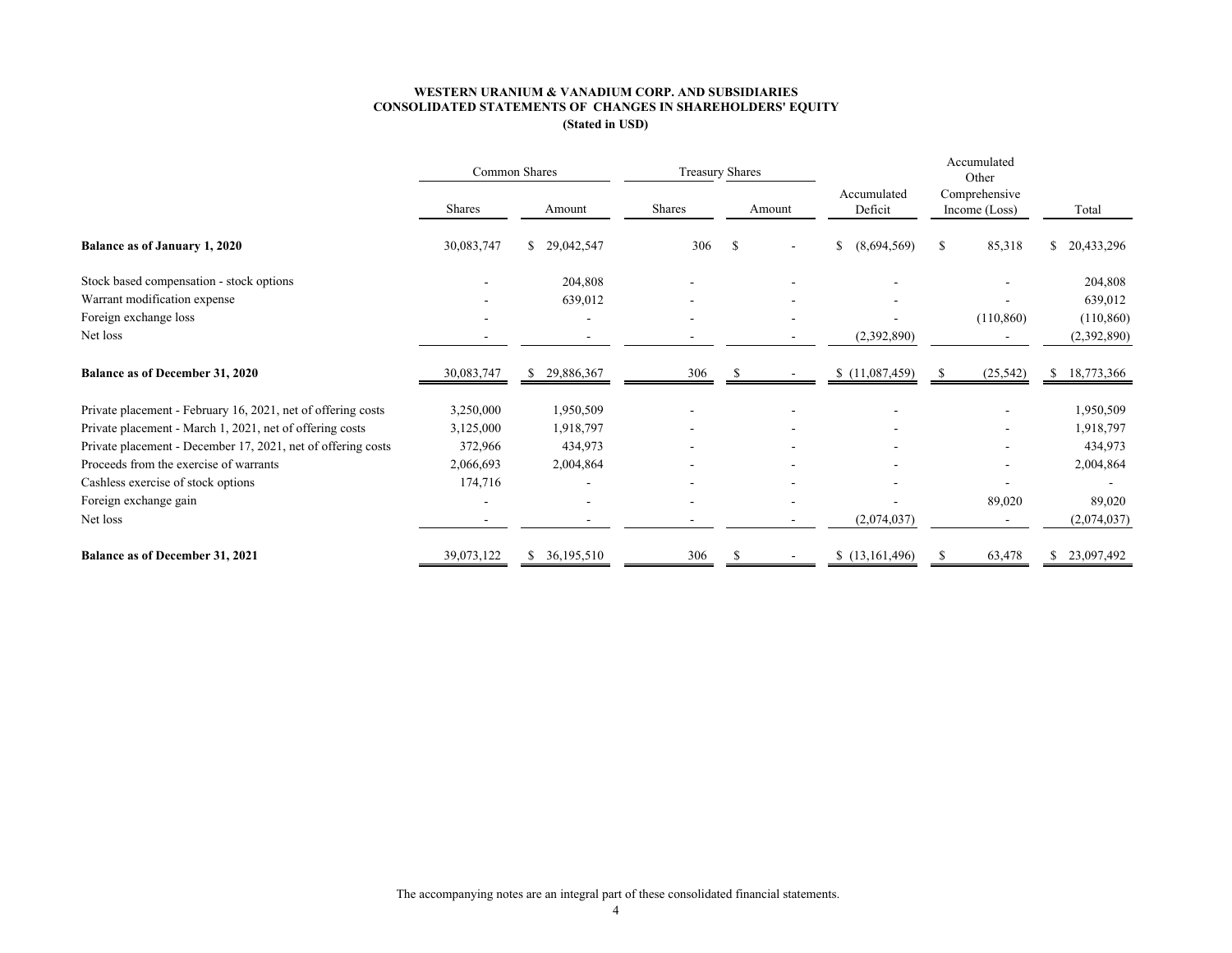**WESTERN URANIUM & VANADIUM CORP. AND SUBSIDIARIES**
**CONSOLIDATED STATEMENTS OF CHANGES IN SHAREHOLDERS' EQUITY**
**(Stated in USD)**

| | Common Shares | | Treasury Shares | | | Accumulated Other | |
|---|---|---|---|---|---|---|---|
| | Shares | Amount | Shares | Amount | Accumulated Deficit | Comprehensive Income (Loss) | Total |
| **Balance as of January 1, 2020** | 30,083,747 | $ 29,042,547 | 306 | $ - | $ (8,694,569) | $ 85,318 | $ 20,433,296 |
| Stock based compensation - stock options | - | 204,808 | - | - | - | - | 204,808 |
| Warrant modification expense | - | 639,012 | - | - | - | - | 639,012 |
| Foreign exchange loss | - | - | - | - | - | (110,860) | (110,860) |
| Net loss | - | - | - | - | (2,392,890) | - | (2,392,890) |
| **Balance as of December 31, 2020** | 30,083,747 | $ 29,886,367 | 306 | $ - | $ (11,087,459) | $ (25,542) | $ 18,773,366 |
| Private placement - February 16, 2021, net of offering costs | 3,250,000 | 1,950,509 | - | - | - | - | 1,950,509 |
| Private placement - March 1, 2021, net of offering costs | 3,125,000 | 1,918,797 | - | - | - | - | 1,918,797 |
| Private placement - December 17, 2021, net of offering costs | 372,966 | 434,973 | - | - | - | - | 434,973 |
| Proceeds from the exercise of warrants | 2,066,693 | 2,004,864 | - | - | - | - | 2,004,864 |
| Cashless exercise of stock options | 174,716 | - | - | - | - | - | - |
| Foreign exchange gain | - | - | - | - | - | 89,020 | 89,020 |
| Net loss | - | - | - | - | (2,074,037) | - | (2,074,037) |
| **Balance as of December 31, 2021** | 39,073,122 | $ 36,195,510 | 306 | $ - | $ (13,161,496) | $ 63,478 | $ 23,097,492 |

The accompanying notes are an integral part of these consolidated financial statements.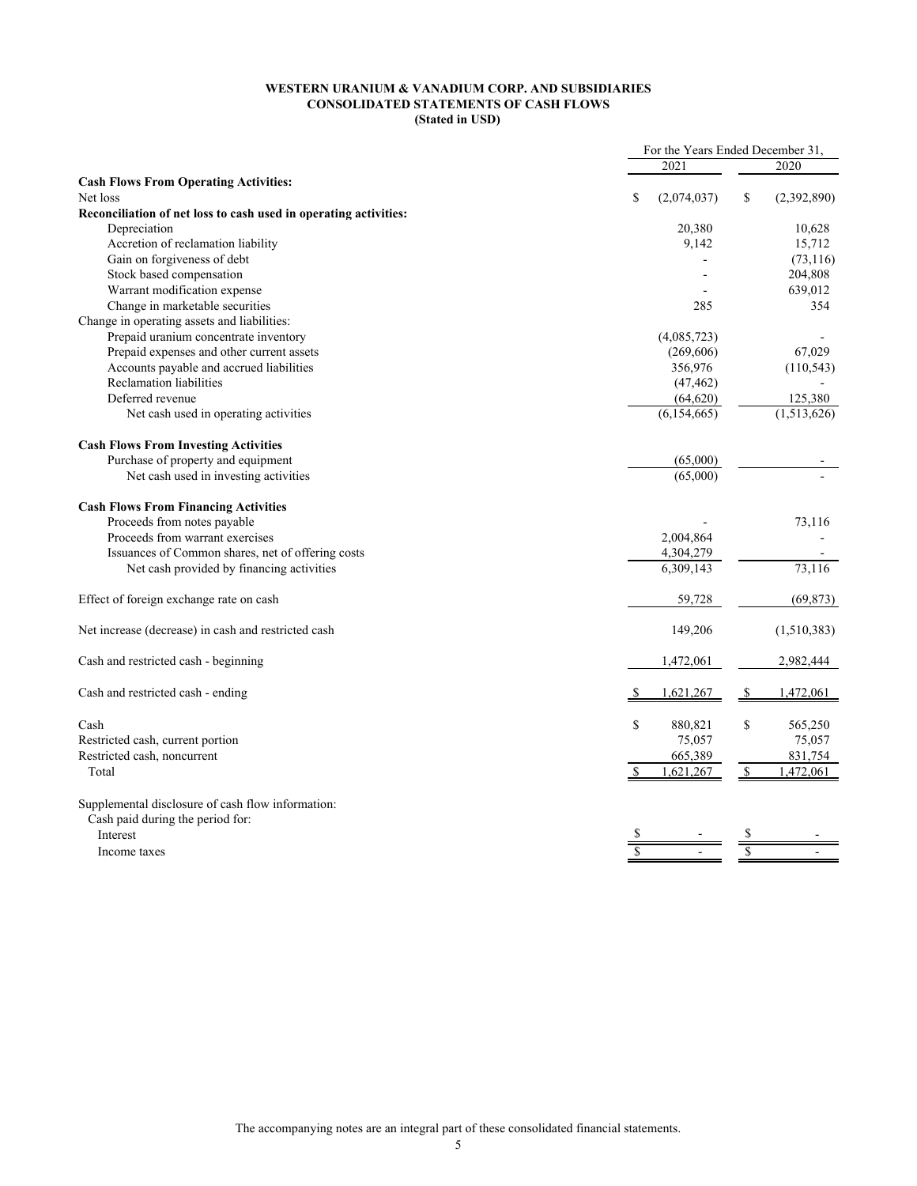**WESTERN URANIUM & VANADIUM CORP. AND SUBSIDIARIES**
**CONSOLIDATED STATEMENTS OF CASH FLOWS**
**(Stated in USD)**

| | For the Years Ended December 31, | |
|---|---|---|
| | 2021 | 2020 |
| **Cash Flows From Operating Activities:** | | |
| Net loss | $ (2,074,037) | $ (2,392,890) |
| **Reconciliation of net loss to cash used in operating activities:** | | |
| Depreciation | 20,380 | 10,628 |
| Accretion of reclamation liability | 9,142 | 15,712 |
| Gain on forgiveness of debt | - | (73,116) |
| Stock based compensation | - | 204,808 |
| Warrant modification expense | - | 639,012 |
| Change in marketable securities | 285 | 354 |
| Change in operating assets and liabilities: | | |
| Prepaid uranium concentrate inventory | (4,085,723) | - |
| Prepaid expenses and other current assets | (269,606) | 67,029 |
| Accounts payable and accrued liabilities | 356,976 | (110,543) |
| Reclamation liabilities | (47,462) | - |
| Deferred revenue | (64,620) | 125,380 |
| Net cash used in operating activities | (6,154,665) | (1,513,626) |
| **Cash Flows From Investing Activities** | | |
| Purchase of property and equipment | (65,000) | - |
| Net cash used in investing activities | (65,000) | - |
| **Cash Flows From Financing Activities** | | |
| Proceeds from notes payable | - | 73,116 |
| Proceeds from warrant exercises | 2,004,864 | - |
| Issuances of Common shares, net of offering costs | 4,304,279 | - |
| Net cash provided by financing activities | 6,309,143 | 73,116 |
| Effect of foreign exchange rate on cash | 59,728 | (69,873) |
| Net increase (decrease) in cash and restricted cash | 149,206 | (1,510,383) |
| Cash and restricted cash - beginning | 1,472,061 | 2,982,444 |
| Cash and restricted cash - ending | $ 1,621,267 | $ 1,472,061 |
| Cash | $ 880,821 | $ 565,250 |
| Restricted cash, current portion | 75,057 | 75,057 |
| Restricted cash, noncurrent | 665,389 | 831,754 |
| Total | $ 1,621,267 | $ 1,472,061 |
| Supplemental disclosure of cash flow information: | | |
| Cash paid during the period for: | | |
| Interest | $ - | $ - |
| Income taxes | $ - | $ - |

The accompanying notes are an integral part of these consolidated financial statements.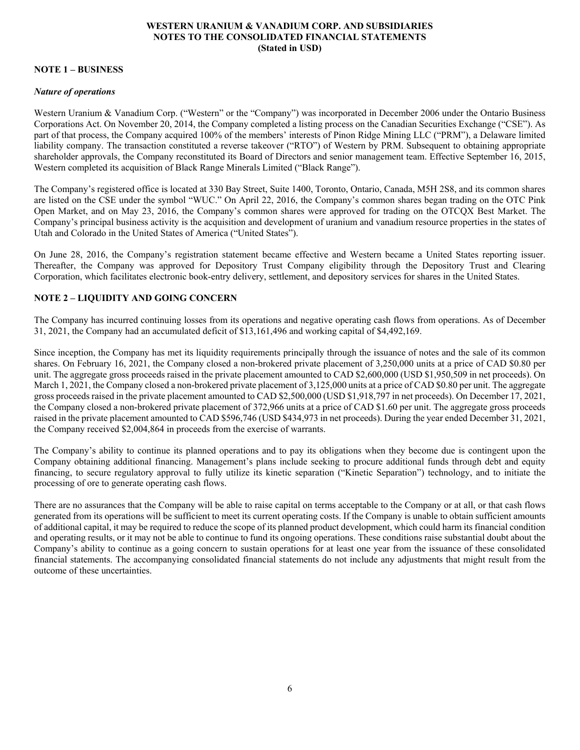# WESTERN URANIUM & VANADIUM CORP. AND SUBSIDIARIES
# NOTES TO THE CONSOLIDATED FINANCIAL STATEMENTS
**(Stated in USD)**

## NOTE 1 – BUSINESS

### *Nature of operations*

Western Uranium & Vanadium Corp. ("Western" or the "Company") was incorporated in December 2006 under the Ontario Business Corporations Act. On November 20, 2014, the Company completed a listing process on the Canadian Securities Exchange ("CSE"). As part of that process, the Company acquired 100% of the members' interests of Pinon Ridge Mining LLC ("PRM"), a Delaware limited liability company. The transaction constituted a reverse takeover ("RTO") of Western by PRM. Subsequent to obtaining appropriate shareholder approvals, the Company reconstituted its Board of Directors and senior management team. Effective September 16, 2015, Western completed its acquisition of Black Range Minerals Limited ("Black Range").

The Company's registered office is located at 330 Bay Street, Suite 1400, Toronto, Ontario, Canada, M5H 2S8, and its common shares are listed on the CSE under the symbol "WUC." On April 22, 2016, the Company's common shares began trading on the OTC Pink Open Market, and on May 23, 2016, the Company's common shares were approved for trading on the OTCQX Best Market. The Company's principal business activity is the acquisition and development of uranium and vanadium resource properties in the states of Utah and Colorado in the United States of America ("United States").

On June 28, 2016, the Company's registration statement became effective and Western became a United States reporting issuer. Thereafter, the Company was approved for Depository Trust Company eligibility through the Depository Trust and Clearing Corporation, which facilitates electronic book-entry delivery, settlement, and depository services for shares in the United States.

## NOTE 2 – LIQUIDITY AND GOING CONCERN

The Company has incurred continuing losses from its operations and negative operating cash flows from operations. As of December 31, 2021, the Company had an accumulated deficit of $13,161,496 and working capital of $4,492,169.

Since inception, the Company has met its liquidity requirements principally through the issuance of notes and the sale of its common shares. On February 16, 2021, the Company closed a non-brokered private placement of 3,250,000 units at a price of CAD $0.80 per unit. The aggregate gross proceeds raised in the private placement amounted to CAD $2,600,000 (USD $1,950,509 in net proceeds). On March 1, 2021, the Company closed a non-brokered private placement of 3,125,000 units at a price of CAD $0.80 per unit. The aggregate gross proceeds raised in the private placement amounted to CAD $2,500,000 (USD $1,918,797 in net proceeds). On December 17, 2021, the Company closed a non-brokered private placement of 372,966 units at a price of CAD $1.60 per unit. The aggregate gross proceeds raised in the private placement amounted to CAD $596,746 (USD $434,973 in net proceeds). During the year ended December 31, 2021, the Company received $2,004,864 in proceeds from the exercise of warrants.

The Company's ability to continue its planned operations and to pay its obligations when they become due is contingent upon the Company obtaining additional financing. Management's plans include seeking to procure additional funds through debt and equity financing, to secure regulatory approval to fully utilize its kinetic separation ("Kinetic Separation") technology, and to initiate the processing of ore to generate operating cash flows.

There are no assurances that the Company will be able to raise capital on terms acceptable to the Company or at all, or that cash flows generated from its operations will be sufficient to meet its current operating costs. If the Company is unable to obtain sufficient amounts of additional capital, it may be required to reduce the scope of its planned product development, which could harm its financial condition and operating results, or it may not be able to continue to fund its ongoing operations. These conditions raise substantial doubt about the Company's ability to continue as a going concern to sustain operations for at least one year from the issuance of these consolidated financial statements. The accompanying consolidated financial statements do not include any adjustments that might result from the outcome of these uncertainties.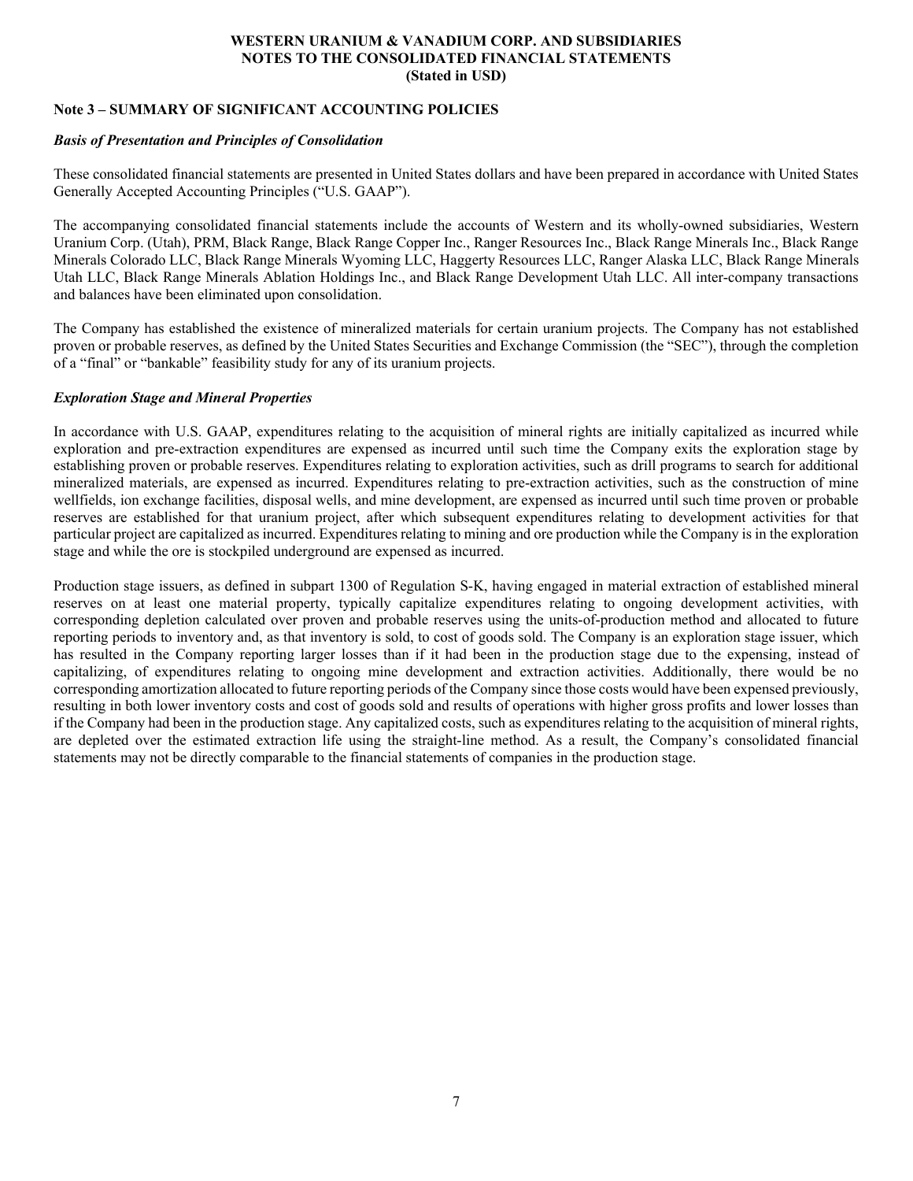**WESTERN URANIUM & VANADIUM CORP. AND SUBSIDIARIES**
**NOTES TO THE CONSOLIDATED FINANCIAL STATEMENTS**
**(Stated in USD)**

## Note 3 – SUMMARY OF SIGNIFICANT ACCOUNTING POLICIES

### *Basis of Presentation and Principles of Consolidation*

These consolidated financial statements are presented in United States dollars and have been prepared in accordance with United States Generally Accepted Accounting Principles ("U.S. GAAP").

The accompanying consolidated financial statements include the accounts of Western and its wholly-owned subsidiaries, Western Uranium Corp. (Utah), PRM, Black Range, Black Range Copper Inc., Ranger Resources Inc., Black Range Minerals Inc., Black Range Minerals Colorado LLC, Black Range Minerals Wyoming LLC, Haggerty Resources LLC, Ranger Alaska LLC, Black Range Minerals Utah LLC, Black Range Minerals Ablation Holdings Inc., and Black Range Development Utah LLC. All inter-company transactions and balances have been eliminated upon consolidation.

The Company has established the existence of mineralized materials for certain uranium projects. The Company has not established proven or probable reserves, as defined by the United States Securities and Exchange Commission (the "SEC"), through the completion of a "final" or "bankable" feasibility study for any of its uranium projects.

### *Exploration Stage and Mineral Properties*

In accordance with U.S. GAAP, expenditures relating to the acquisition of mineral rights are initially capitalized as incurred while exploration and pre-extraction expenditures are expensed as incurred until such time the Company exits the exploration stage by establishing proven or probable reserves. Expenditures relating to exploration activities, such as drill programs to search for additional mineralized materials, are expensed as incurred. Expenditures relating to pre-extraction activities, such as the construction of mine wellfields, ion exchange facilities, disposal wells, and mine development, are expensed as incurred until such time proven or probable reserves are established for that uranium project, after which subsequent expenditures relating to development activities for that particular project are capitalized as incurred. Expenditures relating to mining and ore production while the Company is in the exploration stage and while the ore is stockpiled underground are expensed as incurred.

Production stage issuers, as defined in subpart 1300 of Regulation S-K, having engaged in material extraction of established mineral reserves on at least one material property, typically capitalize expenditures relating to ongoing development activities, with corresponding depletion calculated over proven and probable reserves using the units-of-production method and allocated to future reporting periods to inventory and, as that inventory is sold, to cost of goods sold. The Company is an exploration stage issuer, which has resulted in the Company reporting larger losses than if it had been in the production stage due to the expensing, instead of capitalizing, of expenditures relating to ongoing mine development and extraction activities. Additionally, there would be no corresponding amortization allocated to future reporting periods of the Company since those costs would have been expensed previously, resulting in both lower inventory costs and cost of goods sold and results of operations with higher gross profits and lower losses than if the Company had been in the production stage. Any capitalized costs, such as expenditures relating to the acquisition of mineral rights, are depleted over the estimated extraction life using the straight-line method. As a result, the Company's consolidated financial statements may not be directly comparable to the financial statements of companies in the production stage.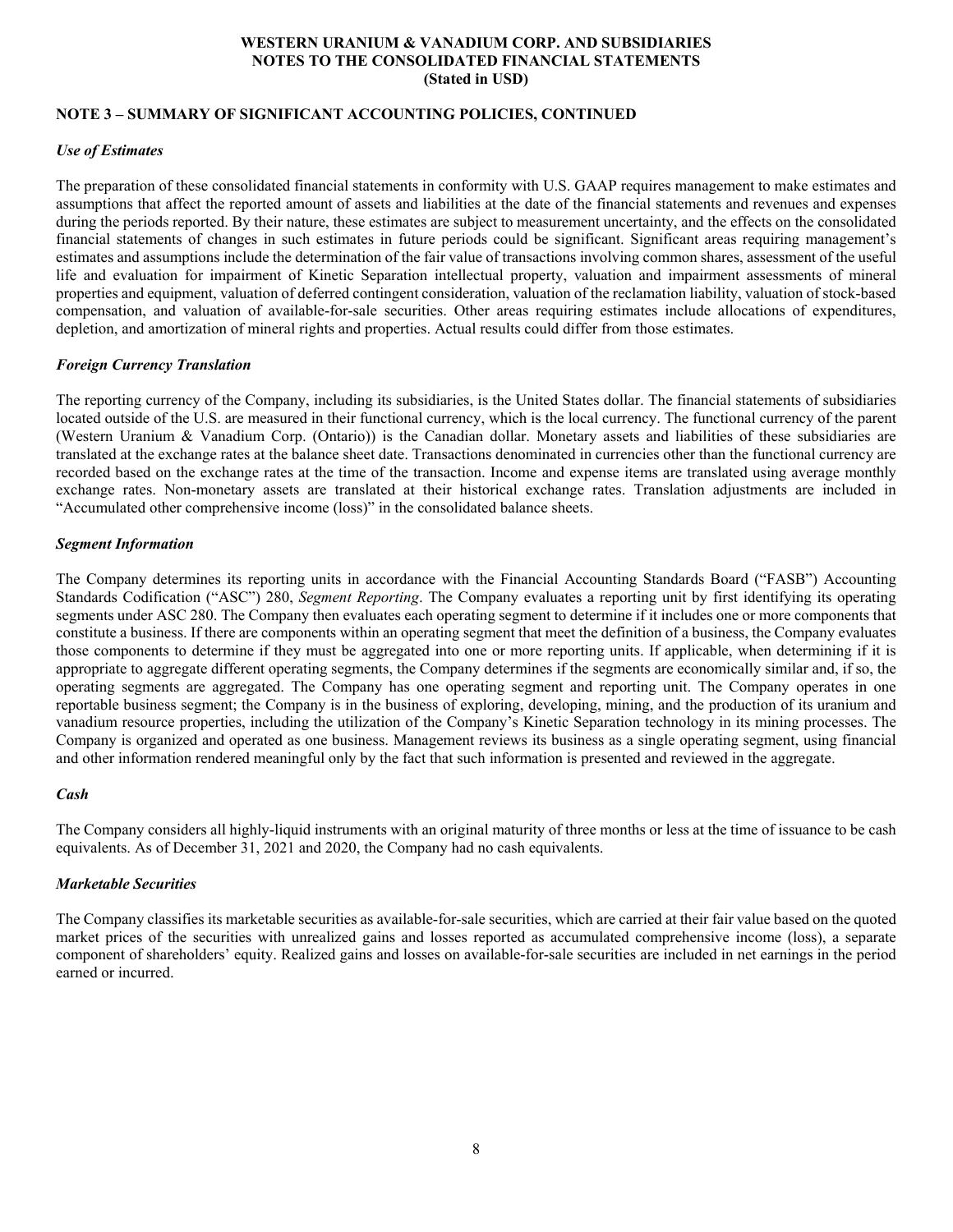## NOTE 3 – SUMMARY OF SIGNIFICANT ACCOUNTING POLICIES, CONTINUED

### *Use of Estimates*

The preparation of these consolidated financial statements in conformity with U.S. GAAP requires management to make estimates and assumptions that affect the reported amount of assets and liabilities at the date of the financial statements and revenues and expenses during the periods reported. By their nature, these estimates are subject to measurement uncertainty, and the effects on the consolidated financial statements of changes in such estimates in future periods could be significant. Significant areas requiring management's estimates and assumptions include the determination of the fair value of transactions involving common shares, assessment of the useful life and evaluation for impairment of Kinetic Separation intellectual property, valuation and impairment assessments of mineral properties and equipment, valuation of deferred contingent consideration, valuation of the reclamation liability, valuation of stock-based compensation, and valuation of available-for-sale securities. Other areas requiring estimates include allocations of expenditures, depletion, and amortization of mineral rights and properties. Actual results could differ from those estimates.

### *Foreign Currency Translation*

The reporting currency of the Company, including its subsidiaries, is the United States dollar. The financial statements of subsidiaries located outside of the U.S. are measured in their functional currency, which is the local currency. The functional currency of the parent (Western Uranium & Vanadium Corp. (Ontario)) is the Canadian dollar. Monetary assets and liabilities of these subsidiaries are translated at the exchange rates at the balance sheet date. Transactions denominated in currencies other than the functional currency are recorded based on the exchange rates at the time of the transaction. Income and expense items are translated using average monthly exchange rates. Non-monetary assets are translated at their historical exchange rates. Translation adjustments are included in "Accumulated other comprehensive income (loss)" in the consolidated balance sheets.

### *Segment Information*

The Company determines its reporting units in accordance with the Financial Accounting Standards Board ("FASB") Accounting Standards Codification ("ASC") 280, *Segment Reporting*. The Company evaluates a reporting unit by first identifying its operating segments under ASC 280. The Company then evaluates each operating segment to determine if it includes one or more components that constitute a business. If there are components within an operating segment that meet the definition of a business, the Company evaluates those components to determine if they must be aggregated into one or more reporting units. If applicable, when determining if it is appropriate to aggregate different operating segments, the Company determines if the segments are economically similar and, if so, the operating segments are aggregated. The Company has one operating segment and reporting unit. The Company operates in one reportable business segment; the Company is in the business of exploring, developing, mining, and the production of its uranium and vanadium resource properties, including the utilization of the Company's Kinetic Separation technology in its mining processes. The Company is organized and operated as one business. Management reviews its business as a single operating segment, using financial and other information rendered meaningful only by the fact that such information is presented and reviewed in the aggregate.

### *Cash*

The Company considers all highly-liquid instruments with an original maturity of three months or less at the time of issuance to be cash equivalents. As of December 31, 2021 and 2020, the Company had no cash equivalents.

### *Marketable Securities*

The Company classifies its marketable securities as available-for-sale securities, which are carried at their fair value based on the quoted market prices of the securities with unrealized gains and losses reported as accumulated comprehensive income (loss), a separate component of shareholders' equity. Realized gains and losses on available-for-sale securities are included in net earnings in the period earned or incurred.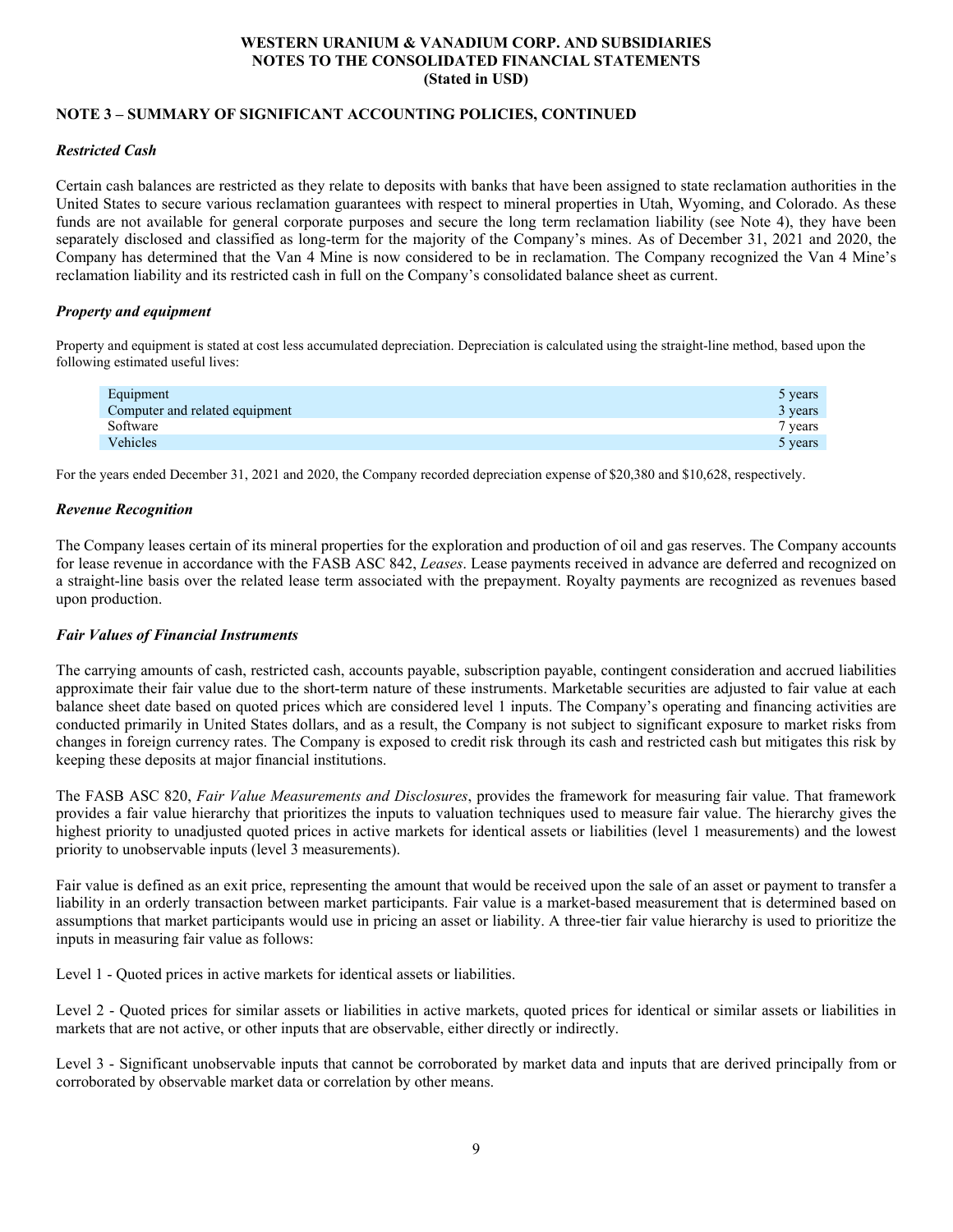**WESTERN URANIUM & VANADIUM CORP. AND SUBSIDIARIES**
**NOTES TO THE CONSOLIDATED FINANCIAL STATEMENTS**
**(Stated in USD)**

## NOTE 3 – SUMMARY OF SIGNIFICANT ACCOUNTING POLICIES, CONTINUED

### *Restricted Cash*

Certain cash balances are restricted as they relate to deposits with banks that have been assigned to state reclamation authorities in the United States to secure various reclamation guarantees with respect to mineral properties in Utah, Wyoming, and Colorado. As these funds are not available for general corporate purposes and secure the long term reclamation liability (see Note 4), they have been separately disclosed and classified as long-term for the majority of the Company's mines. As of December 31, 2021 and 2020, the Company has determined that the Van 4 Mine is now considered to be in reclamation. The Company recognized the Van 4 Mine's reclamation liability and its restricted cash in full on the Company's consolidated balance sheet as current.

### *Property and equipment*

Property and equipment is stated at cost less accumulated depreciation. Depreciation is calculated using the straight-line method, based upon the following estimated useful lives:

| | |
|---|---|
| Equipment | 5 years |
| Computer and related equipment | 3 years |
| Software | 7 years |
| Vehicles | 5 years |

For the years ended December 31, 2021 and 2020, the Company recorded depreciation expense of $20,380 and $10,628, respectively.

### *Revenue Recognition*

The Company leases certain of its mineral properties for the exploration and production of oil and gas reserves. The Company accounts for lease revenue in accordance with the FASB ASC 842, *Leases*. Lease payments received in advance are deferred and recognized on a straight-line basis over the related lease term associated with the prepayment. Royalty payments are recognized as revenues based upon production.

### *Fair Values of Financial Instruments*

The carrying amounts of cash, restricted cash, accounts payable, subscription payable, contingent consideration and accrued liabilities approximate their fair value due to the short-term nature of these instruments. Marketable securities are adjusted to fair value at each balance sheet date based on quoted prices which are considered level 1 inputs. The Company's operating and financing activities are conducted primarily in United States dollars, and as a result, the Company is not subject to significant exposure to market risks from changes in foreign currency rates. The Company is exposed to credit risk through its cash and restricted cash but mitigates this risk by keeping these deposits at major financial institutions.

The FASB ASC 820, *Fair Value Measurements and Disclosures*, provides the framework for measuring fair value. That framework provides a fair value hierarchy that prioritizes the inputs to valuation techniques used to measure fair value. The hierarchy gives the highest priority to unadjusted quoted prices in active markets for identical assets or liabilities (level 1 measurements) and the lowest priority to unobservable inputs (level 3 measurements).

Fair value is defined as an exit price, representing the amount that would be received upon the sale of an asset or payment to transfer a liability in an orderly transaction between market participants. Fair value is a market-based measurement that is determined based on assumptions that market participants would use in pricing an asset or liability. A three-tier fair value hierarchy is used to prioritize the inputs in measuring fair value as follows:

Level 1 - Quoted prices in active markets for identical assets or liabilities.

Level 2 - Quoted prices for similar assets or liabilities in active markets, quoted prices for identical or similar assets or liabilities in markets that are not active, or other inputs that are observable, either directly or indirectly.

Level 3 - Significant unobservable inputs that cannot be corroborated by market data and inputs that are derived principally from or corroborated by observable market data or correlation by other means.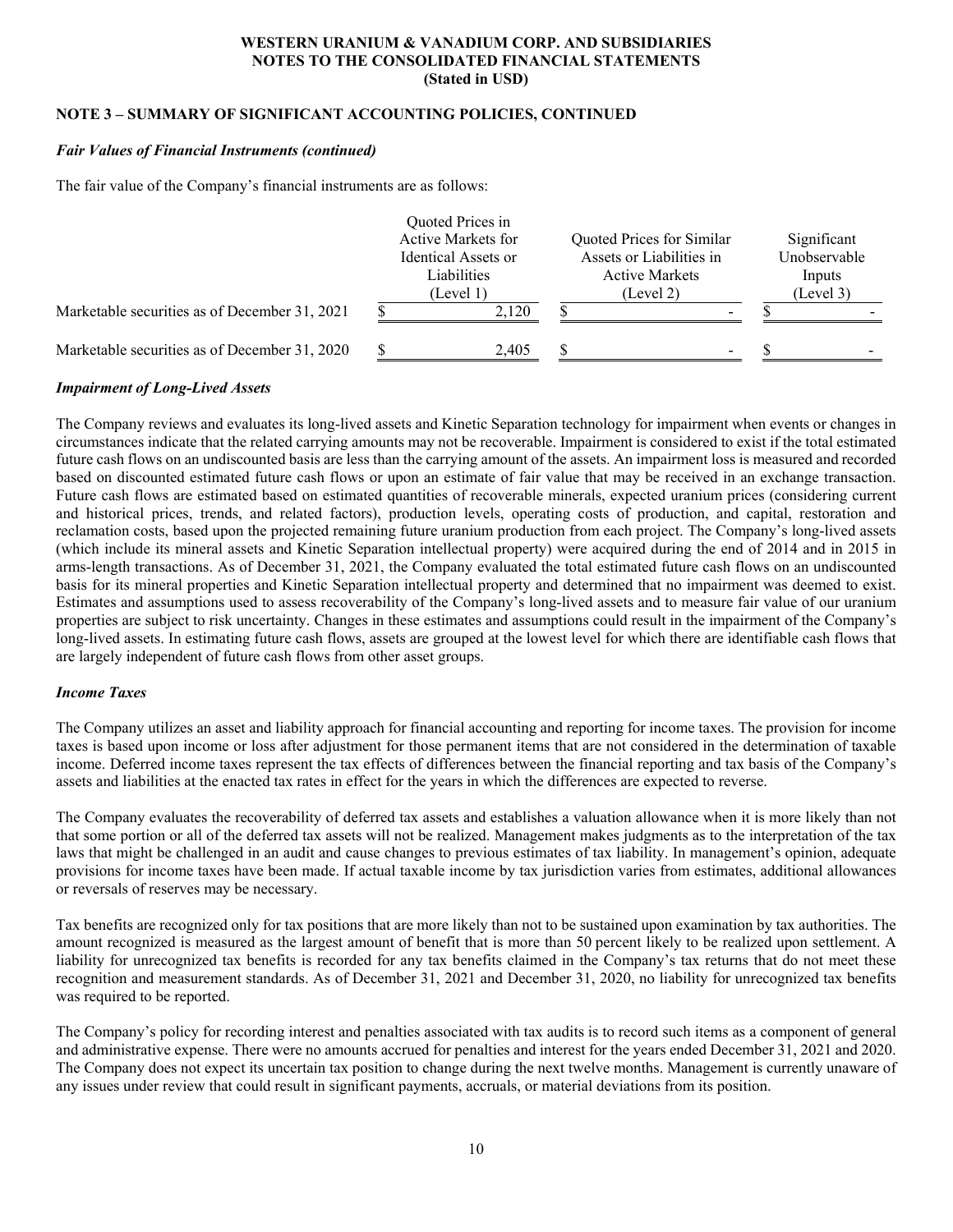### NOTE 3 – SUMMARY OF SIGNIFICANT ACCOUNTING POLICIES, CONTINUED

***Fair Values of Financial Instruments (continued)***

The fair value of the Company's financial instruments are as follows:

| | Quoted Prices in Active Markets for Identical Assets or Liabilities (Level 1) | Quoted Prices for Similar Assets or Liabilities in Active Markets (Level 2) | Significant Unobservable Inputs (Level 3) |
|---|---|---|---|
| Marketable securities as of December 31, 2021 | $ 2,120 | $ - | $ - |
| Marketable securities as of December 31, 2020 | $ 2,405 | $ - | $ - |

***Impairment of Long-Lived Assets***

The Company reviews and evaluates its long-lived assets and Kinetic Separation technology for impairment when events or changes in circumstances indicate that the related carrying amounts may not be recoverable. Impairment is considered to exist if the total estimated future cash flows on an undiscounted basis are less than the carrying amount of the assets. An impairment loss is measured and recorded based on discounted estimated future cash flows or upon an estimate of fair value that may be received in an exchange transaction. Future cash flows are estimated based on estimated quantities of recoverable minerals, expected uranium prices (considering current and historical prices, trends, and related factors), production levels, operating costs of production, and capital, restoration and reclamation costs, based upon the projected remaining future uranium production from each project. The Company's long-lived assets (which include its mineral assets and Kinetic Separation intellectual property) were acquired during the end of 2014 and in 2015 in arms-length transactions. As of December 31, 2021, the Company evaluated the total estimated future cash flows on an undiscounted basis for its mineral properties and Kinetic Separation intellectual property and determined that no impairment was deemed to exist. Estimates and assumptions used to assess recoverability of the Company's long-lived assets and to measure fair value of our uranium properties are subject to risk uncertainty. Changes in these estimates and assumptions could result in the impairment of the Company's long-lived assets. In estimating future cash flows, assets are grouped at the lowest level for which there are identifiable cash flows that are largely independent of future cash flows from other asset groups.

***Income Taxes***

The Company utilizes an asset and liability approach for financial accounting and reporting for income taxes. The provision for income taxes is based upon income or loss after adjustment for those permanent items that are not considered in the determination of taxable income. Deferred income taxes represent the tax effects of differences between the financial reporting and tax basis of the Company's assets and liabilities at the enacted tax rates in effect for the years in which the differences are expected to reverse.

The Company evaluates the recoverability of deferred tax assets and establishes a valuation allowance when it is more likely than not that some portion or all of the deferred tax assets will not be realized. Management makes judgments as to the interpretation of the tax laws that might be challenged in an audit and cause changes to previous estimates of tax liability. In management's opinion, adequate provisions for income taxes have been made. If actual taxable income by tax jurisdiction varies from estimates, additional allowances or reversals of reserves may be necessary.

Tax benefits are recognized only for tax positions that are more likely than not to be sustained upon examination by tax authorities. The amount recognized is measured as the largest amount of benefit that is more than 50 percent likely to be realized upon settlement. A liability for unrecognized tax benefits is recorded for any tax benefits claimed in the Company's tax returns that do not meet these recognition and measurement standards. As of December 31, 2021 and December 31, 2020, no liability for unrecognized tax benefits was required to be reported.

The Company's policy for recording interest and penalties associated with tax audits is to record such items as a component of general and administrative expense. There were no amounts accrued for penalties and interest for the years ended December 31, 2021 and 2020. The Company does not expect its uncertain tax position to change during the next twelve months. Management is currently unaware of any issues under review that could result in significant payments, accruals, or material deviations from its position.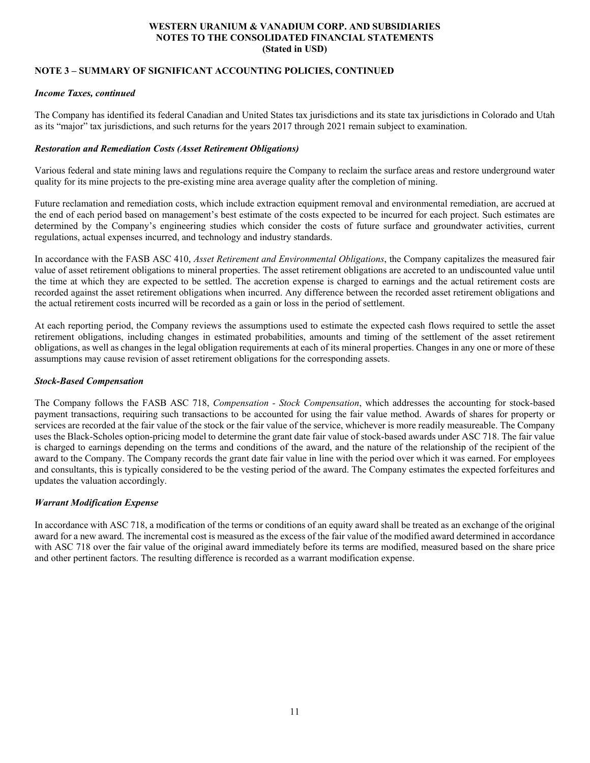## NOTE 3 – SUMMARY OF SIGNIFICANT ACCOUNTING POLICIES, CONTINUED

***Income Taxes, continued***

The Company has identified its federal Canadian and United States tax jurisdictions and its state tax jurisdictions in Colorado and Utah as its "major" tax jurisdictions, and such returns for the years 2017 through 2021 remain subject to examination.

***Restoration and Remediation Costs (Asset Retirement Obligations)***

Various federal and state mining laws and regulations require the Company to reclaim the surface areas and restore underground water quality for its mine projects to the pre-existing mine area average quality after the completion of mining.

Future reclamation and remediation costs, which include extraction equipment removal and environmental remediation, are accrued at the end of each period based on management's best estimate of the costs expected to be incurred for each project. Such estimates are determined by the Company's engineering studies which consider the costs of future surface and groundwater activities, current regulations, actual expenses incurred, and technology and industry standards.

In accordance with the FASB ASC 410, *Asset Retirement and Environmental Obligations*, the Company capitalizes the measured fair value of asset retirement obligations to mineral properties. The asset retirement obligations are accreted to an undiscounted value until the time at which they are expected to be settled. The accretion expense is charged to earnings and the actual retirement costs are recorded against the asset retirement obligations when incurred. Any difference between the recorded asset retirement obligations and the actual retirement costs incurred will be recorded as a gain or loss in the period of settlement.

At each reporting period, the Company reviews the assumptions used to estimate the expected cash flows required to settle the asset retirement obligations, including changes in estimated probabilities, amounts and timing of the settlement of the asset retirement obligations, as well as changes in the legal obligation requirements at each of its mineral properties. Changes in any one or more of these assumptions may cause revision of asset retirement obligations for the corresponding assets.

***Stock-Based Compensation***

The Company follows the FASB ASC 718, *Compensation - Stock Compensation*, which addresses the accounting for stock-based payment transactions, requiring such transactions to be accounted for using the fair value method. Awards of shares for property or services are recorded at the fair value of the stock or the fair value of the service, whichever is more readily measureable. The Company uses the Black-Scholes option-pricing model to determine the grant date fair value of stock-based awards under ASC 718. The fair value is charged to earnings depending on the terms and conditions of the award, and the nature of the relationship of the recipient of the award to the Company. The Company records the grant date fair value in line with the period over which it was earned. For employees and consultants, this is typically considered to be the vesting period of the award. The Company estimates the expected forfeitures and updates the valuation accordingly.

***Warrant Modification Expense***

In accordance with ASC 718, a modification of the terms or conditions of an equity award shall be treated as an exchange of the original award for a new award. The incremental cost is measured as the excess of the fair value of the modified award determined in accordance with ASC 718 over the fair value of the original award immediately before its terms are modified, measured based on the share price and other pertinent factors. The resulting difference is recorded as a warrant modification expense.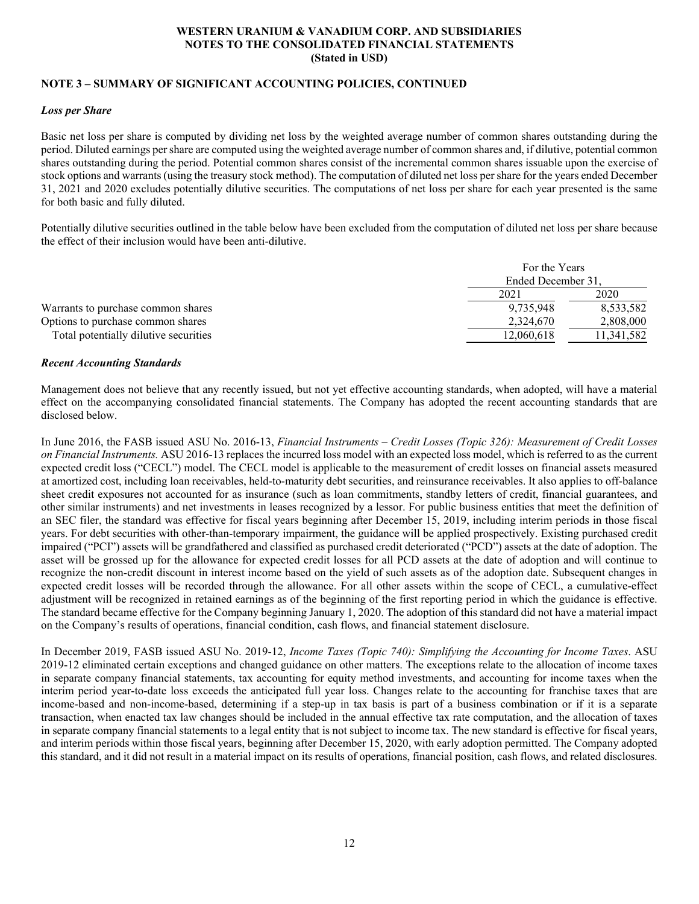# WESTERN URANIUM & VANADIUM CORP. AND SUBSIDIARIES
## NOTES TO THE CONSOLIDATED FINANCIAL STATEMENTS
### (Stated in USD)

**NOTE 3 – SUMMARY OF SIGNIFICANT ACCOUNTING POLICIES, CONTINUED**

***Loss per Share***

Basic net loss per share is computed by dividing net loss by the weighted average number of common shares outstanding during the period. Diluted earnings per share are computed using the weighted average number of common shares and, if dilutive, potential common shares outstanding during the period. Potential common shares consist of the incremental common shares issuable upon the exercise of stock options and warrants (using the treasury stock method). The computation of diluted net loss per share for the years ended December 31, 2021 and 2020 excludes potentially dilutive securities. The computations of net loss per share for each year presented is the same for both basic and fully diluted.

Potentially dilutive securities outlined in the table below have been excluded from the computation of diluted net loss per share because the effect of their inclusion would have been anti-dilutive.

| | For the Years Ended December 31, | |
|---|---|---|
| | 2021 | 2020 |
| Warrants to purchase common shares | 9,735,948 | 8,533,582 |
| Options to purchase common shares | 2,324,670 | 2,808,000 |
| Total potentially dilutive securities | 12,060,618 | 11,341,582 |

***Recent Accounting Standards***

Management does not believe that any recently issued, but not yet effective accounting standards, when adopted, will have a material effect on the accompanying consolidated financial statements. The Company has adopted the recent accounting standards that are disclosed below.

In June 2016, the FASB issued ASU No. 2016-13, *Financial Instruments – Credit Losses (Topic 326): Measurement of Credit Losses on Financial Instruments.* ASU 2016-13 replaces the incurred loss model with an expected loss model, which is referred to as the current expected credit loss ("CECL") model. The CECL model is applicable to the measurement of credit losses on financial assets measured at amortized cost, including loan receivables, held-to-maturity debt securities, and reinsurance receivables. It also applies to off-balance sheet credit exposures not accounted for as insurance (such as loan commitments, standby letters of credit, financial guarantees, and other similar instruments) and net investments in leases recognized by a lessor. For public business entities that meet the definition of an SEC filer, the standard was effective for fiscal years beginning after December 15, 2019, including interim periods in those fiscal years. For debt securities with other-than-temporary impairment, the guidance will be applied prospectively. Existing purchased credit impaired ("PCI") assets will be grandfathered and classified as purchased credit deteriorated ("PCD") assets at the date of adoption. The asset will be grossed up for the allowance for expected credit losses for all PCD assets at the date of adoption and will continue to recognize the non-credit discount in interest income based on the yield of such assets as of the adoption date. Subsequent changes in expected credit losses will be recorded through the allowance. For all other assets within the scope of CECL, a cumulative-effect adjustment will be recognized in retained earnings as of the beginning of the first reporting period in which the guidance is effective. The standard became effective for the Company beginning January 1, 2020. The adoption of this standard did not have a material impact on the Company's results of operations, financial condition, cash flows, and financial statement disclosure.

In December 2019, FASB issued ASU No. 2019-12, *Income Taxes (Topic 740): Simplifying the Accounting for Income Taxes*. ASU 2019-12 eliminated certain exceptions and changed guidance on other matters. The exceptions relate to the allocation of income taxes in separate company financial statements, tax accounting for equity method investments, and accounting for income taxes when the interim period year-to-date loss exceeds the anticipated full year loss. Changes relate to the accounting for franchise taxes that are income-based and non-income-based, determining if a step-up in tax basis is part of a business combination or if it is a separate transaction, when enacted tax law changes should be included in the annual effective tax rate computation, and the allocation of taxes in separate company financial statements to a legal entity that is not subject to income tax. The new standard is effective for fiscal years, and interim periods within those fiscal years, beginning after December 15, 2020, with early adoption permitted. The Company adopted this standard, and it did not result in a material impact on its results of operations, financial position, cash flows, and related disclosures.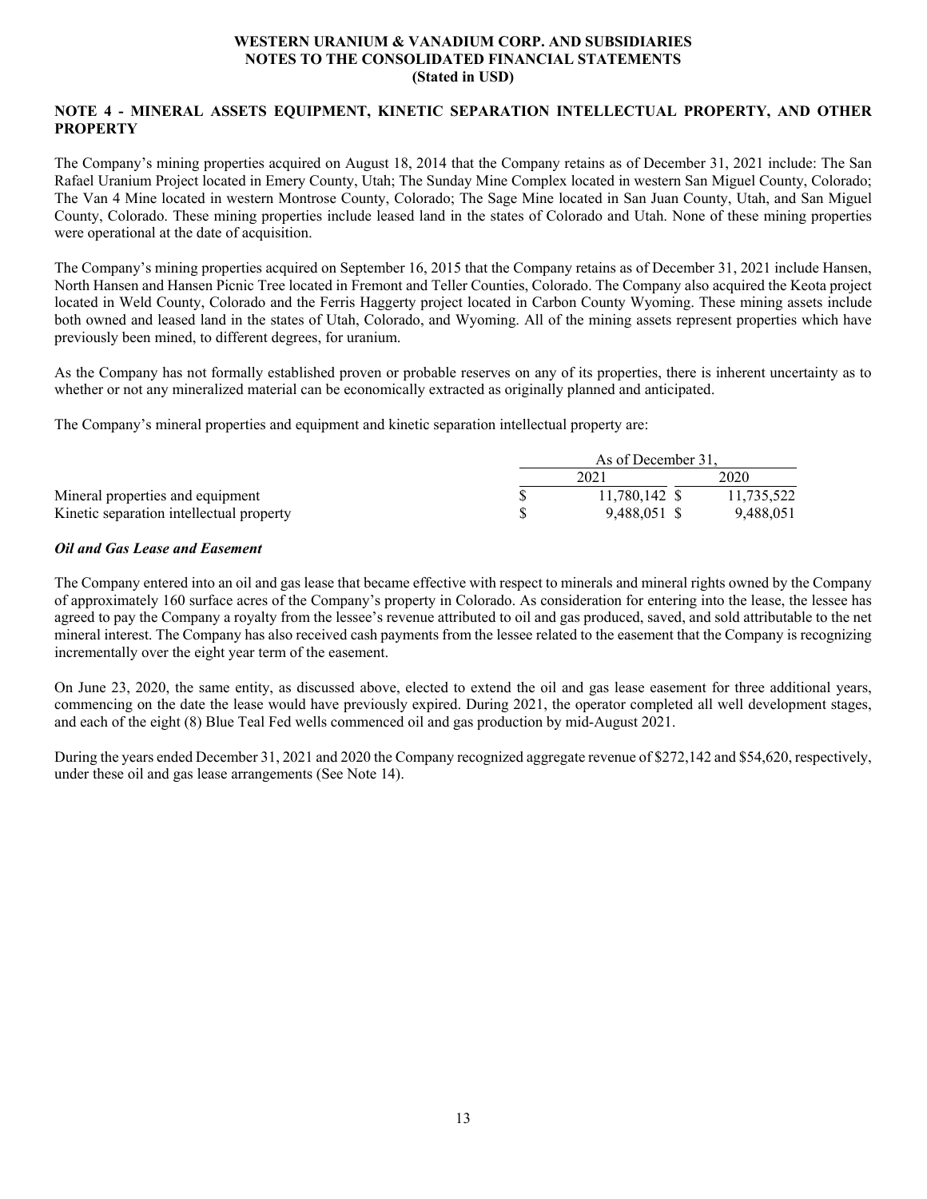## NOTE 4 - MINERAL ASSETS EQUIPMENT, KINETIC SEPARATION INTELLECTUAL PROPERTY, AND OTHER PROPERTY

The Company's mining properties acquired on August 18, 2014 that the Company retains as of December 31, 2021 include: The San Rafael Uranium Project located in Emery County, Utah; The Sunday Mine Complex located in western San Miguel County, Colorado; The Van 4 Mine located in western Montrose County, Colorado; The Sage Mine located in San Juan County, Utah, and San Miguel County, Colorado. These mining properties include leased land in the states of Colorado and Utah. None of these mining properties were operational at the date of acquisition.

The Company's mining properties acquired on September 16, 2015 that the Company retains as of December 31, 2021 include Hansen, North Hansen and Hansen Picnic Tree located in Fremont and Teller Counties, Colorado. The Company also acquired the Keota project located in Weld County, Colorado and the Ferris Haggerty project located in Carbon County Wyoming. These mining assets include both owned and leased land in the states of Utah, Colorado, and Wyoming. All of the mining assets represent properties which have previously been mined, to different degrees, for uranium.

As the Company has not formally established proven or probable reserves on any of its properties, there is inherent uncertainty as to whether or not any mineralized material can be economically extracted as originally planned and anticipated.

The Company's mineral properties and equipment and kinetic separation intellectual property are:

| | As of December 31, | |
|---|---|---|
| | 2021 | 2020 |
| Mineral properties and equipment | $ 11,780,142 | $ 11,735,522 |
| Kinetic separation intellectual property | $ 9,488,051 | $ 9,488,051 |

### *Oil and Gas Lease and Easement*

The Company entered into an oil and gas lease that became effective with respect to minerals and mineral rights owned by the Company of approximately 160 surface acres of the Company's property in Colorado. As consideration for entering into the lease, the lessee has agreed to pay the Company a royalty from the lessee's revenue attributed to oil and gas produced, saved, and sold attributable to the net mineral interest. The Company has also received cash payments from the lessee related to the easement that the Company is recognizing incrementally over the eight year term of the easement.

On June 23, 2020, the same entity, as discussed above, elected to extend the oil and gas lease easement for three additional years, commencing on the date the lease would have previously expired. During 2021, the operator completed all well development stages, and each of the eight (8) Blue Teal Fed wells commenced oil and gas production by mid-August 2021.

During the years ended December 31, 2021 and 2020 the Company recognized aggregate revenue of $272,142 and $54,620, respectively, under these oil and gas lease arrangements (See Note 14).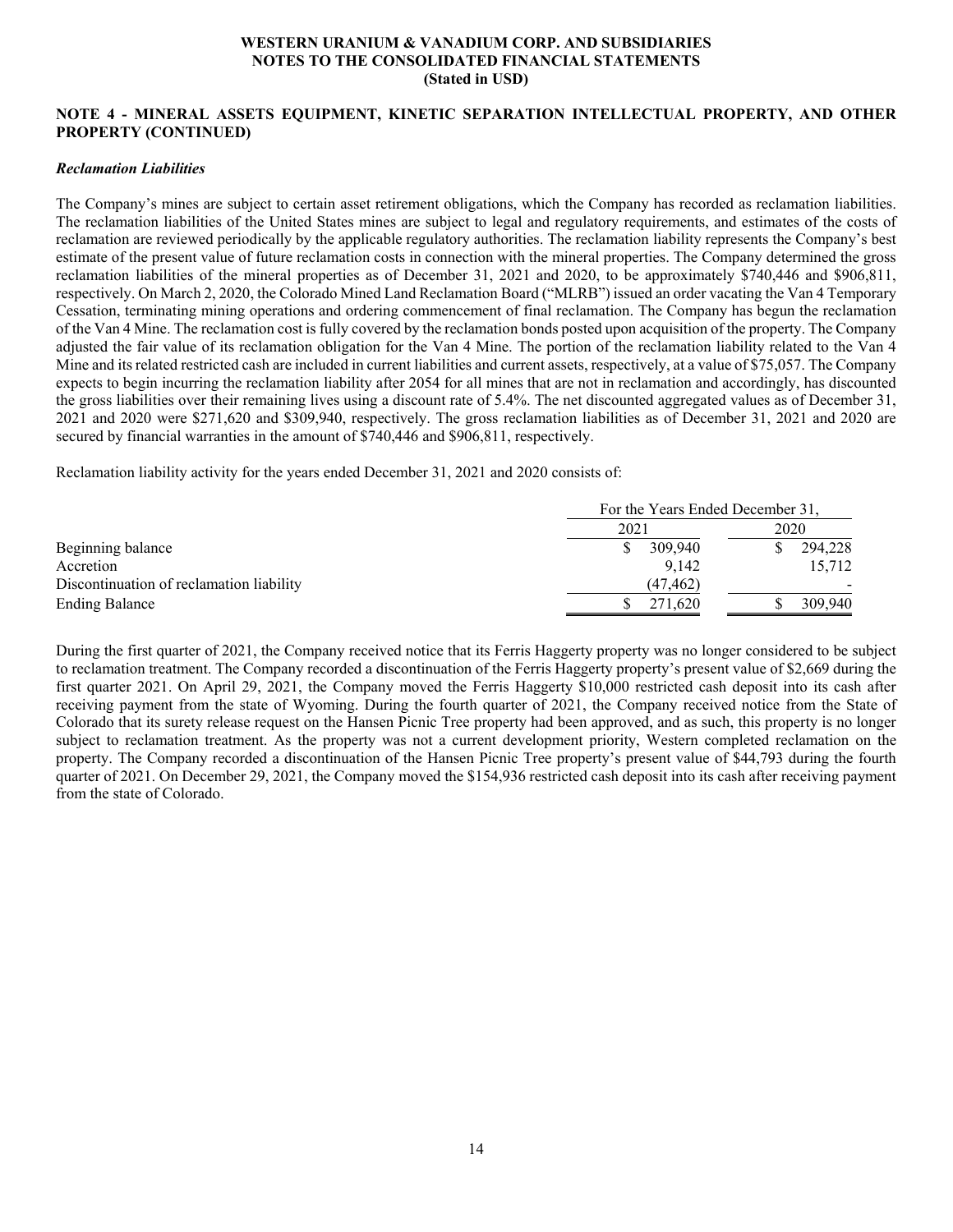## NOTE 4 - MINERAL ASSETS EQUIPMENT, KINETIC SEPARATION INTELLECTUAL PROPERTY, AND OTHER PROPERTY (CONTINUED)

### *Reclamation Liabilities*

The Company's mines are subject to certain asset retirement obligations, which the Company has recorded as reclamation liabilities. The reclamation liabilities of the United States mines are subject to legal and regulatory requirements, and estimates of the costs of reclamation are reviewed periodically by the applicable regulatory authorities. The reclamation liability represents the Company's best estimate of the present value of future reclamation costs in connection with the mineral properties. The Company determined the gross reclamation liabilities of the mineral properties as of December 31, 2021 and 2020, to be approximately $740,446 and $906,811, respectively. On March 2, 2020, the Colorado Mined Land Reclamation Board ("MLRB") issued an order vacating the Van 4 Temporary Cessation, terminating mining operations and ordering commencement of final reclamation. The Company has begun the reclamation of the Van 4 Mine. The reclamation cost is fully covered by the reclamation bonds posted upon acquisition of the property. The Company adjusted the fair value of its reclamation obligation for the Van 4 Mine. The portion of the reclamation liability related to the Van 4 Mine and its related restricted cash are included in current liabilities and current assets, respectively, at a value of $75,057. The Company expects to begin incurring the reclamation liability after 2054 for all mines that are not in reclamation and accordingly, has discounted the gross liabilities over their remaining lives using a discount rate of 5.4%. The net discounted aggregated values as of December 31, 2021 and 2020 were $271,620 and $309,940, respectively. The gross reclamation liabilities as of December 31, 2021 and 2020 are secured by financial warranties in the amount of $740,446 and $906,811, respectively.

Reclamation liability activity for the years ended December 31, 2021 and 2020 consists of:

| | For the Years Ended December 31, | |
|---|---|---|
| | 2021 | 2020 |
| Beginning balance | $ 309,940 | $ 294,228 |
| Accretion | 9,142 | 15,712 |
| Discontinuation of reclamation liability | (47,462) | - |
| Ending Balance | $ 271,620 | $ 309,940 |

During the first quarter of 2021, the Company received notice that its Ferris Haggerty property was no longer considered to be subject to reclamation treatment. The Company recorded a discontinuation of the Ferris Haggerty property's present value of $2,669 during the first quarter 2021. On April 29, 2021, the Company moved the Ferris Haggerty $10,000 restricted cash deposit into its cash after receiving payment from the state of Wyoming. During the fourth quarter of 2021, the Company received notice from the State of Colorado that its surety release request on the Hansen Picnic Tree property had been approved, and as such, this property is no longer subject to reclamation treatment. As the property was not a current development priority, Western completed reclamation on the property. The Company recorded a discontinuation of the Hansen Picnic Tree property's present value of $44,793 during the fourth quarter of 2021. On December 29, 2021, the Company moved the $154,936 restricted cash deposit into its cash after receiving payment from the state of Colorado.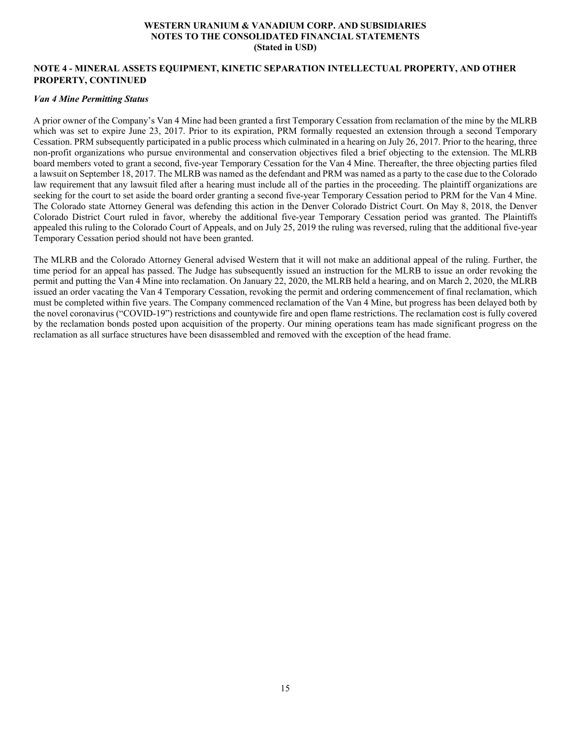## NOTE 4 - MINERAL ASSETS EQUIPMENT, KINETIC SEPARATION INTELLECTUAL PROPERTY, AND OTHER PROPERTY, CONTINUED

### *Van 4 Mine Permitting Status*

A prior owner of the Company's Van 4 Mine had been granted a first Temporary Cessation from reclamation of the mine by the MLRB which was set to expire June 23, 2017. Prior to its expiration, PRM formally requested an extension through a second Temporary Cessation. PRM subsequently participated in a public process which culminated in a hearing on July 26, 2017. Prior to the hearing, three non-profit organizations who pursue environmental and conservation objectives filed a brief objecting to the extension. The MLRB board members voted to grant a second, five-year Temporary Cessation for the Van 4 Mine. Thereafter, the three objecting parties filed a lawsuit on September 18, 2017. The MLRB was named as the defendant and PRM was named as a party to the case due to the Colorado law requirement that any lawsuit filed after a hearing must include all of the parties in the proceeding. The plaintiff organizations are seeking for the court to set aside the board order granting a second five-year Temporary Cessation period to PRM for the Van 4 Mine. The Colorado state Attorney General was defending this action in the Denver Colorado District Court. On May 8, 2018, the Denver Colorado District Court ruled in favor, whereby the additional five-year Temporary Cessation period was granted. The Plaintiffs appealed this ruling to the Colorado Court of Appeals, and on July 25, 2019 the ruling was reversed, ruling that the additional five-year Temporary Cessation period should not have been granted.

The MLRB and the Colorado Attorney General advised Western that it will not make an additional appeal of the ruling. Further, the time period for an appeal has passed. The Judge has subsequently issued an instruction for the MLRB to issue an order revoking the permit and putting the Van 4 Mine into reclamation. On January 22, 2020, the MLRB held a hearing, and on March 2, 2020, the MLRB issued an order vacating the Van 4 Temporary Cessation, revoking the permit and ordering commencement of final reclamation, which must be completed within five years. The Company commenced reclamation of the Van 4 Mine, but progress has been delayed both by the novel coronavirus ("COVID-19") restrictions and countywide fire and open flame restrictions. The reclamation cost is fully covered by the reclamation bonds posted upon acquisition of the property. Our mining operations team has made significant progress on the reclamation as all surface structures have been disassembled and removed with the exception of the head frame.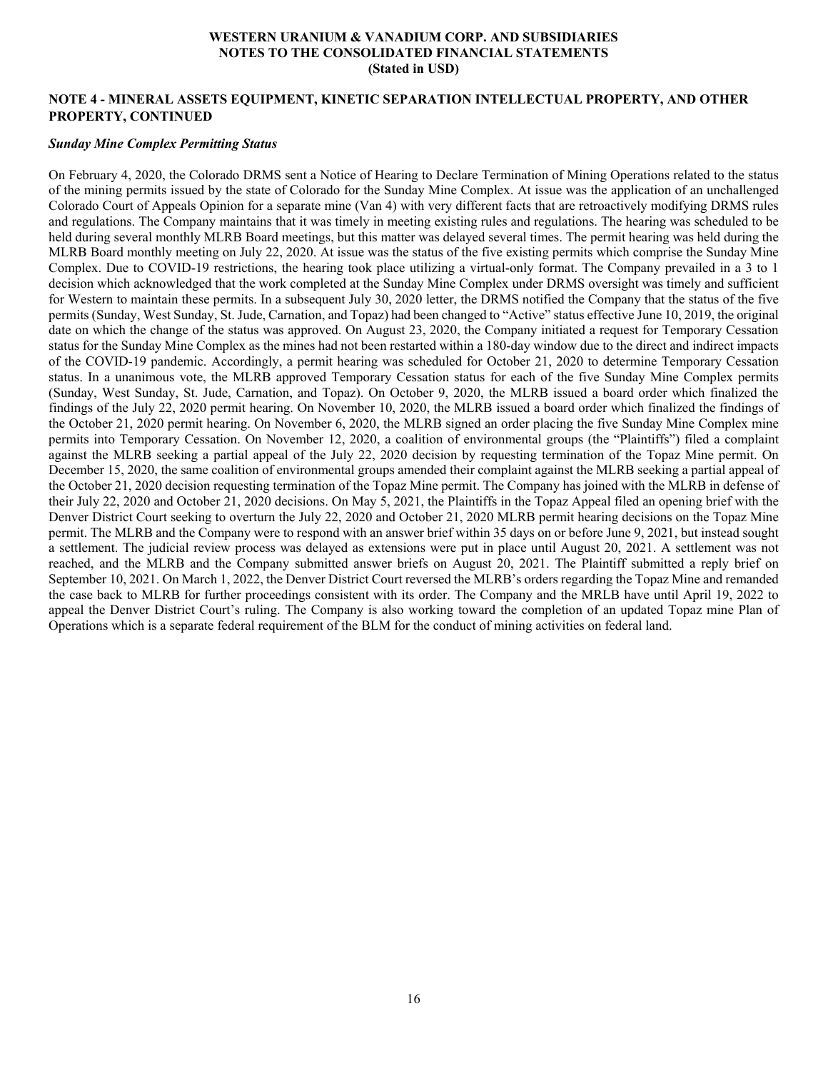## NOTE 4 - MINERAL ASSETS EQUIPMENT, KINETIC SEPARATION INTELLECTUAL PROPERTY, AND OTHER PROPERTY, CONTINUED

### *Sunday Mine Complex Permitting Status*

On February 4, 2020, the Colorado DRMS sent a Notice of Hearing to Declare Termination of Mining Operations related to the status of the mining permits issued by the state of Colorado for the Sunday Mine Complex. At issue was the application of an unchallenged Colorado Court of Appeals Opinion for a separate mine (Van 4) with very different facts that are retroactively modifying DRMS rules and regulations. The Company maintains that it was timely in meeting existing rules and regulations. The hearing was scheduled to be held during several monthly MLRB Board meetings, but this matter was delayed several times. The permit hearing was held during the MLRB Board monthly meeting on July 22, 2020. At issue was the status of the five existing permits which comprise the Sunday Mine Complex. Due to COVID-19 restrictions, the hearing took place utilizing a virtual-only format. The Company prevailed in a 3 to 1 decision which acknowledged that the work completed at the Sunday Mine Complex under DRMS oversight was timely and sufficient for Western to maintain these permits. In a subsequent July 30, 2020 letter, the DRMS notified the Company that the status of the five permits (Sunday, West Sunday, St. Jude, Carnation, and Topaz) had been changed to "Active" status effective June 10, 2019, the original date on which the change of the status was approved. On August 23, 2020, the Company initiated a request for Temporary Cessation status for the Sunday Mine Complex as the mines had not been restarted within a 180-day window due to the direct and indirect impacts of the COVID-19 pandemic. Accordingly, a permit hearing was scheduled for October 21, 2020 to determine Temporary Cessation status. In a unanimous vote, the MLRB approved Temporary Cessation status for each of the five Sunday Mine Complex permits (Sunday, West Sunday, St. Jude, Carnation, and Topaz). On October 9, 2020, the MLRB issued a board order which finalized the findings of the July 22, 2020 permit hearing. On November 10, 2020, the MLRB issued a board order which finalized the findings of the October 21, 2020 permit hearing. On November 6, 2020, the MLRB signed an order placing the five Sunday Mine Complex mine permits into Temporary Cessation. On November 12, 2020, a coalition of environmental groups (the "Plaintiffs") filed a complaint against the MLRB seeking a partial appeal of the July 22, 2020 decision by requesting termination of the Topaz Mine permit. On December 15, 2020, the same coalition of environmental groups amended their complaint against the MLRB seeking a partial appeal of the October 21, 2020 decision requesting termination of the Topaz Mine permit. The Company has joined with the MLRB in defense of their July 22, 2020 and October 21, 2020 decisions. On May 5, 2021, the Plaintiffs in the Topaz Appeal filed an opening brief with the Denver District Court seeking to overturn the July 22, 2020 and October 21, 2020 MLRB permit hearing decisions on the Topaz Mine permit. The MLRB and the Company were to respond with an answer brief within 35 days on or before June 9, 2021, but instead sought a settlement. The judicial review process was delayed as extensions were put in place until August 20, 2021. A settlement was not reached, and the MLRB and the Company submitted answer briefs on August 20, 2021. The Plaintiff submitted a reply brief on September 10, 2021. On March 1, 2022, the Denver District Court reversed the MLRB's orders regarding the Topaz Mine and remanded the case back to MLRB for further proceedings consistent with its order. The Company and the MRLB have until April 19, 2022 to appeal the Denver District Court's ruling. The Company is also working toward the completion of an updated Topaz mine Plan of Operations which is a separate federal requirement of the BLM for the conduct of mining activities on federal land.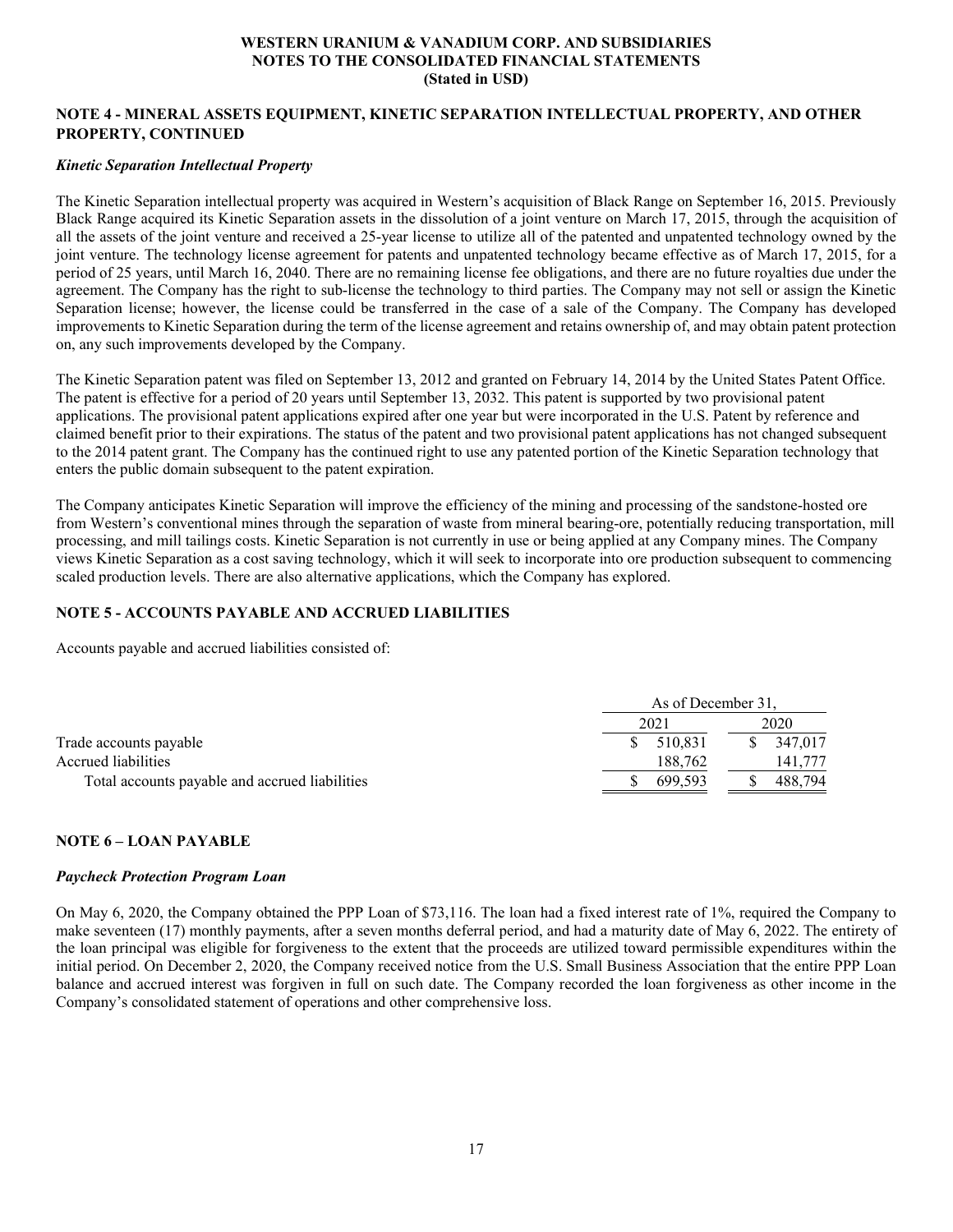## NOTE 4 - MINERAL ASSETS EQUIPMENT, KINETIC SEPARATION INTELLECTUAL PROPERTY, AND OTHER PROPERTY, CONTINUED

### *Kinetic Separation Intellectual Property*

The Kinetic Separation intellectual property was acquired in Western's acquisition of Black Range on September 16, 2015. Previously Black Range acquired its Kinetic Separation assets in the dissolution of a joint venture on March 17, 2015, through the acquisition of all the assets of the joint venture and received a 25-year license to utilize all of the patented and unpatented technology owned by the joint venture. The technology license agreement for patents and unpatented technology became effective as of March 17, 2015, for a period of 25 years, until March 16, 2040. There are no remaining license fee obligations, and there are no future royalties due under the agreement. The Company has the right to sub-license the technology to third parties. The Company may not sell or assign the Kinetic Separation license; however, the license could be transferred in the case of a sale of the Company. The Company has developed improvements to Kinetic Separation during the term of the license agreement and retains ownership of, and may obtain patent protection on, any such improvements developed by the Company.

The Kinetic Separation patent was filed on September 13, 2012 and granted on February 14, 2014 by the United States Patent Office. The patent is effective for a period of 20 years until September 13, 2032. This patent is supported by two provisional patent applications. The provisional patent applications expired after one year but were incorporated in the U.S. Patent by reference and claimed benefit prior to their expirations. The status of the patent and two provisional patent applications has not changed subsequent to the 2014 patent grant. The Company has the continued right to use any patented portion of the Kinetic Separation technology that enters the public domain subsequent to the patent expiration.

The Company anticipates Kinetic Separation will improve the efficiency of the mining and processing of the sandstone-hosted ore from Western's conventional mines through the separation of waste from mineral bearing-ore, potentially reducing transportation, mill processing, and mill tailings costs. Kinetic Separation is not currently in use or being applied at any Company mines. The Company views Kinetic Separation as a cost saving technology, which it will seek to incorporate into ore production subsequent to commencing scaled production levels. There are also alternative applications, which the Company has explored.

## NOTE 5 - ACCOUNTS PAYABLE AND ACCRUED LIABILITIES

Accounts payable and accrued liabilities consisted of:

| | As of December 31, | |
|---|---|---|
| | 2021 | 2020 |
| Trade accounts payable | $ 510,831 | $ 347,017 |
| Accrued liabilities | 188,762 | 141,777 |
| Total accounts payable and accrued liabilities | $ 699,593 | $ 488,794 |

## NOTE 6 – LOAN PAYABLE

### *Paycheck Protection Program Loan*

On May 6, 2020, the Company obtained the PPP Loan of $73,116. The loan had a fixed interest rate of 1%, required the Company to make seventeen (17) monthly payments, after a seven months deferral period, and had a maturity date of May 6, 2022. The entirety of the loan principal was eligible for forgiveness to the extent that the proceeds are utilized toward permissible expenditures within the initial period. On December 2, 2020, the Company received notice from the U.S. Small Business Association that the entire PPP Loan balance and accrued interest was forgiven in full on such date. The Company recorded the loan forgiveness as other income in the Company's consolidated statement of operations and other comprehensive loss.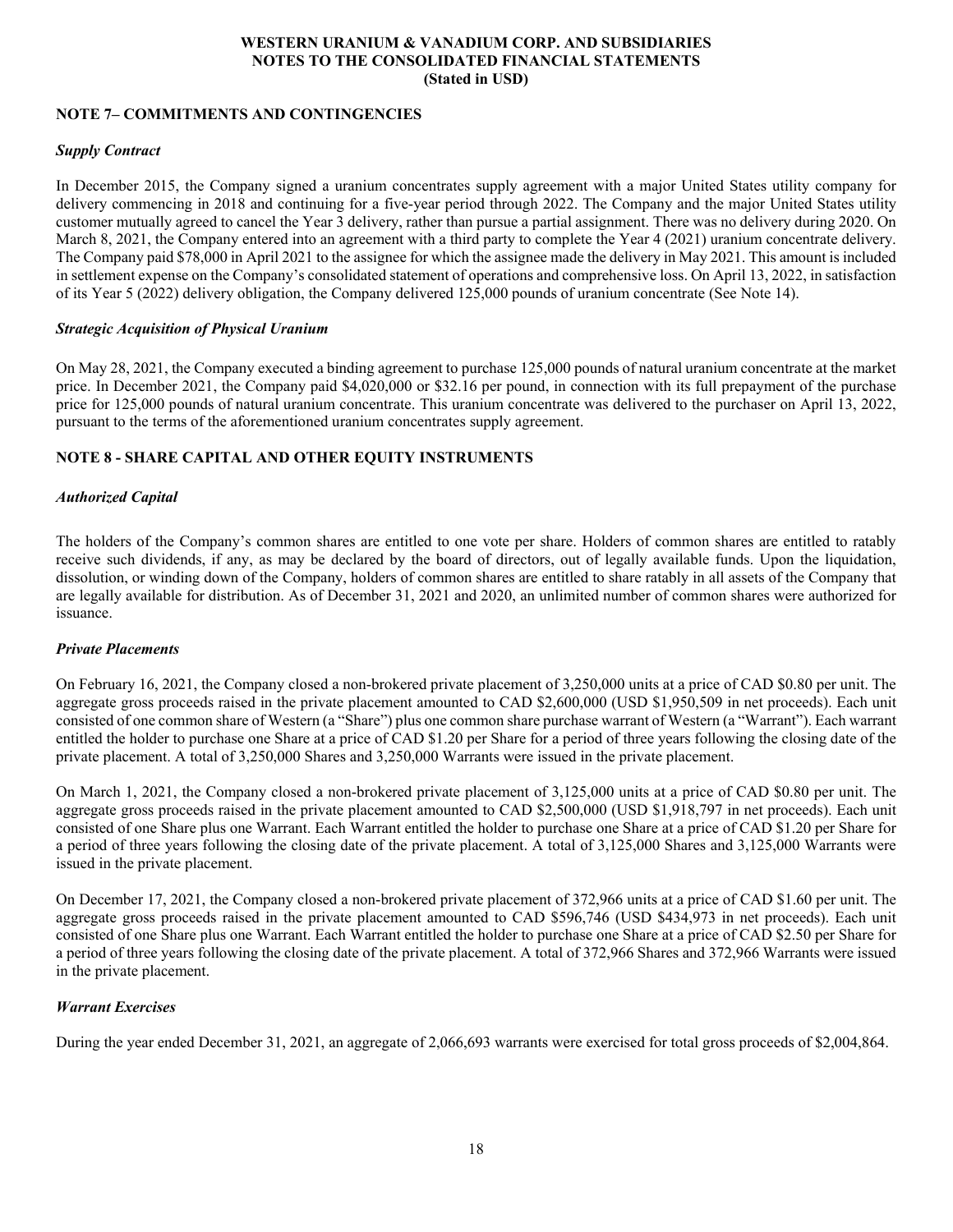## NOTE 7– COMMITMENTS AND CONTINGENCIES

### *Supply Contract*

In December 2015, the Company signed a uranium concentrates supply agreement with a major United States utility company for delivery commencing in 2018 and continuing for a five-year period through 2022. The Company and the major United States utility customer mutually agreed to cancel the Year 3 delivery, rather than pursue a partial assignment. There was no delivery during 2020. On March 8, 2021, the Company entered into an agreement with a third party to complete the Year 4 (2021) uranium concentrate delivery. The Company paid $78,000 in April 2021 to the assignee for which the assignee made the delivery in May 2021. This amount is included in settlement expense on the Company's consolidated statement of operations and comprehensive loss. On April 13, 2022, in satisfaction of its Year 5 (2022) delivery obligation, the Company delivered 125,000 pounds of uranium concentrate (See Note 14).

### *Strategic Acquisition of Physical Uranium*

On May 28, 2021, the Company executed a binding agreement to purchase 125,000 pounds of natural uranium concentrate at the market price. In December 2021, the Company paid $4,020,000 or $32.16 per pound, in connection with its full prepayment of the purchase price for 125,000 pounds of natural uranium concentrate. This uranium concentrate was delivered to the purchaser on April 13, 2022, pursuant to the terms of the aforementioned uranium concentrates supply agreement.

## NOTE 8 - SHARE CAPITAL AND OTHER EQUITY INSTRUMENTS

### *Authorized Capital*

The holders of the Company's common shares are entitled to one vote per share. Holders of common shares are entitled to ratably receive such dividends, if any, as may be declared by the board of directors, out of legally available funds. Upon the liquidation, dissolution, or winding down of the Company, holders of common shares are entitled to share ratably in all assets of the Company that are legally available for distribution. As of December 31, 2021 and 2020, an unlimited number of common shares were authorized for issuance.

### *Private Placements*

On February 16, 2021, the Company closed a non-brokered private placement of 3,250,000 units at a price of CAD $0.80 per unit. The aggregate gross proceeds raised in the private placement amounted to CAD $2,600,000 (USD $1,950,509 in net proceeds). Each unit consisted of one common share of Western (a "Share") plus one common share purchase warrant of Western (a "Warrant"). Each warrant entitled the holder to purchase one Share at a price of CAD $1.20 per Share for a period of three years following the closing date of the private placement. A total of 3,250,000 Shares and 3,250,000 Warrants were issued in the private placement.

On March 1, 2021, the Company closed a non-brokered private placement of 3,125,000 units at a price of CAD $0.80 per unit. The aggregate gross proceeds raised in the private placement amounted to CAD $2,500,000 (USD $1,918,797 in net proceeds). Each unit consisted of one Share plus one Warrant. Each Warrant entitled the holder to purchase one Share at a price of CAD $1.20 per Share for a period of three years following the closing date of the private placement. A total of 3,125,000 Shares and 3,125,000 Warrants were issued in the private placement.

On December 17, 2021, the Company closed a non-brokered private placement of 372,966 units at a price of CAD $1.60 per unit. The aggregate gross proceeds raised in the private placement amounted to CAD $596,746 (USD $434,973 in net proceeds). Each unit consisted of one Share plus one Warrant. Each Warrant entitled the holder to purchase one Share at a price of CAD $2.50 per Share for a period of three years following the closing date of the private placement. A total of 372,966 Shares and 372,966 Warrants were issued in the private placement.

### *Warrant Exercises*

During the year ended December 31, 2021, an aggregate of 2,066,693 warrants were exercised for total gross proceeds of $2,004,864.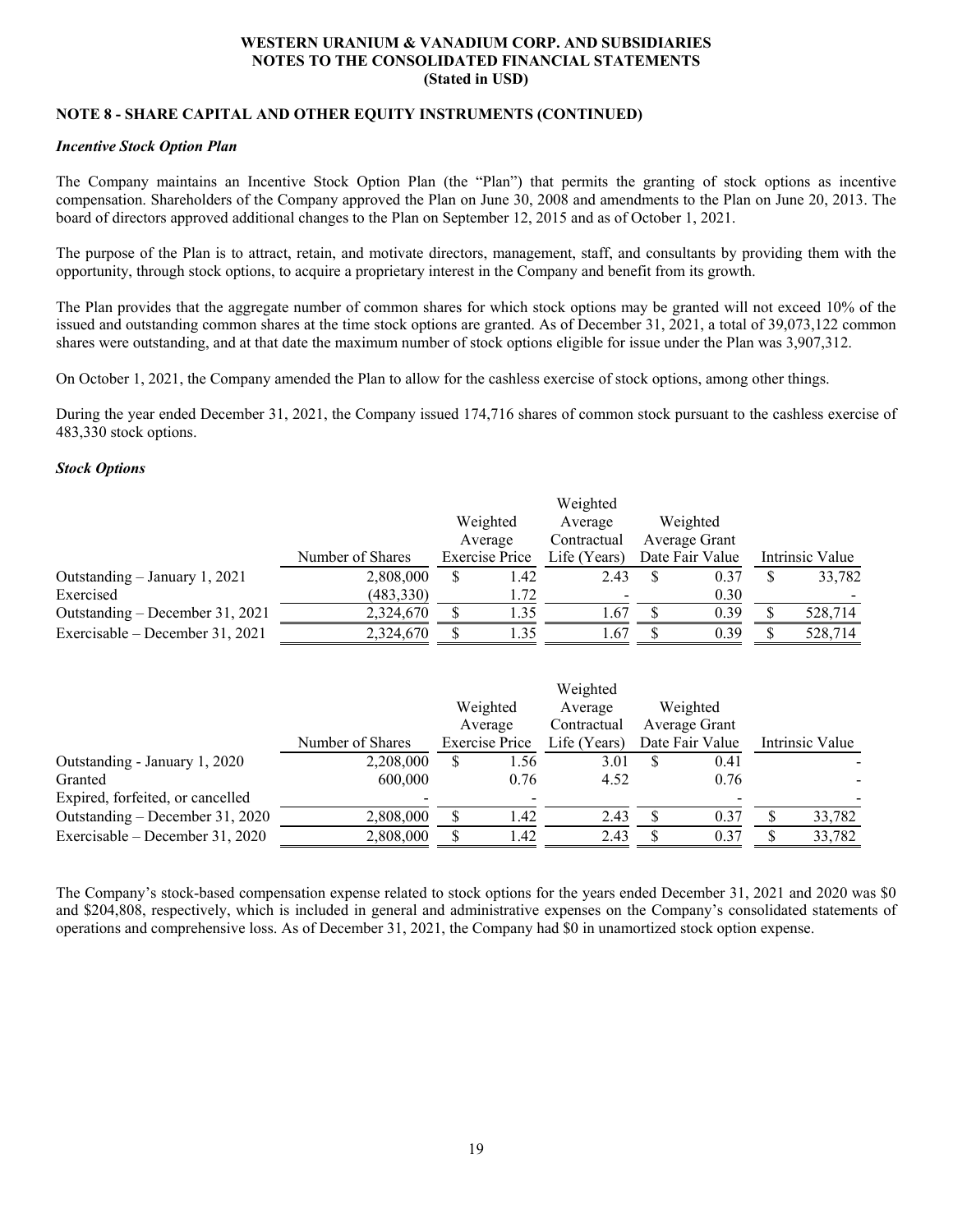**WESTERN URANIUM & VANADIUM CORP. AND SUBSIDIARIES**
**NOTES TO THE CONSOLIDATED FINANCIAL STATEMENTS**
**(Stated in USD)**

## NOTE 8 - SHARE CAPITAL AND OTHER EQUITY INSTRUMENTS (CONTINUED)

### *Incentive Stock Option Plan*

The Company maintains an Incentive Stock Option Plan (the "Plan") that permits the granting of stock options as incentive compensation. Shareholders of the Company approved the Plan on June 30, 2008 and amendments to the Plan on June 20, 2013. The board of directors approved additional changes to the Plan on September 12, 2015 and as of October 1, 2021.

The purpose of the Plan is to attract, retain, and motivate directors, management, staff, and consultants by providing them with the opportunity, through stock options, to acquire a proprietary interest in the Company and benefit from its growth.

The Plan provides that the aggregate number of common shares for which stock options may be granted will not exceed 10% of the issued and outstanding common shares at the time stock options are granted. As of December 31, 2021, a total of 39,073,122 common shares were outstanding, and at that date the maximum number of stock options eligible for issue under the Plan was 3,907,312.

On October 1, 2021, the Company amended the Plan to allow for the cashless exercise of stock options, among other things.

During the year ended December 31, 2021, the Company issued 174,716 shares of common stock pursuant to the cashless exercise of 483,330 stock options.

### *Stock Options*

| | Number of Shares | Weighted Average Exercise Price | Weighted Average Contractual Life (Years) | Weighted Average Grant Date Fair Value | Intrinsic Value |
|---|---|---|---|---|---|
| Outstanding – January 1, 2021 | 2,808,000 | $ 1.42 | 2.43 | $ 0.37 | $ 33,782 |
| Exercised | (483,330) | 1.72 | - | 0.30 | - |
| Outstanding – December 31, 2021 | 2,324,670 | $ 1.35 | 1.67 | $ 0.39 | $ 528,714 |
| Exercisable – December 31, 2021 | 2,324,670 | $ 1.35 | 1.67 | $ 0.39 | $ 528,714 |

| | Number of Shares | Weighted Average Exercise Price | Weighted Average Contractual Life (Years) | Weighted Average Grant Date Fair Value | Intrinsic Value |
|---|---|---|---|---|---|
| Outstanding - January 1, 2020 | 2,208,000 | $ 1.56 | 3.01 | $ 0.41 | - |
| Granted | 600,000 | 0.76 | 4.52 | 0.76 | - |
| Expired, forfeited, or cancelled | - | - | | - | - |
| Outstanding – December 31, 2020 | 2,808,000 | $ 1.42 | 2.43 | $ 0.37 | $ 33,782 |
| Exercisable – December 31, 2020 | 2,808,000 | $ 1.42 | 2.43 | $ 0.37 | $ 33,782 |

The Company's stock-based compensation expense related to stock options for the years ended December 31, 2021 and 2020 was $0 and $204,808, respectively, which is included in general and administrative expenses on the Company's consolidated statements of operations and comprehensive loss. As of December 31, 2021, the Company had $0 in unamortized stock option expense.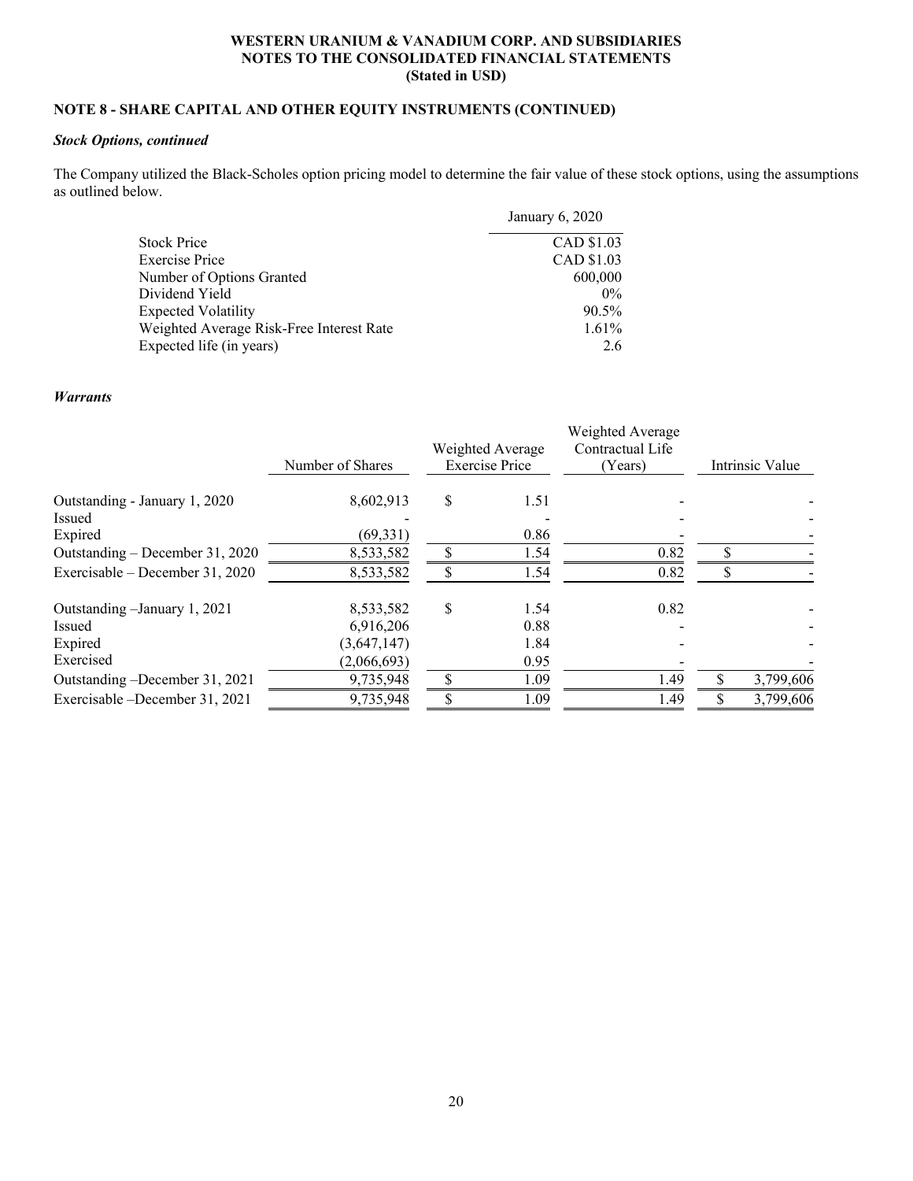# WESTERN URANIUM & VANADIUM CORP. AND SUBSIDIARIES
## NOTES TO THE CONSOLIDATED FINANCIAL STATEMENTS
### (Stated in USD)

## NOTE 8 - SHARE CAPITAL AND OTHER EQUITY INSTRUMENTS (CONTINUED)

### *Stock Options, continued*

The Company utilized the Black-Scholes option pricing model to determine the fair value of these stock options, using the assumptions as outlined below.

| | January 6, 2020 |
|---|---|
| Stock Price | CAD $1.03 |
| Exercise Price | CAD $1.03 |
| Number of Options Granted | 600,000 |
| Dividend Yield | 0% |
| Expected Volatility | 90.5% |
| Weighted Average Risk-Free Interest Rate | 1.61% |
| Expected life (in years) | 2.6 |

### *Warrants*

| | Number of Shares | Weighted Average Exercise Price | Weighted Average Contractual Life (Years) | Intrinsic Value |
|---|---|---|---|---|
| Outstanding - January 1, 2020 | 8,602,913 | $ 1.51 | - | - |
| Issued | - | - | - | - |
| Expired | (69,331) | 0.86 | - | - |
| Outstanding – December 31, 2020 | 8,533,582 | $ 1.54 | 0.82 | $ - |
| Exercisable – December 31, 2020 | 8,533,582 | $ 1.54 | 0.82 | $ - |
| Outstanding –January 1, 2021 | 8,533,582 | $ 1.54 | 0.82 | - |
| Issued | 6,916,206 | 0.88 | - | - |
| Expired | (3,647,147) | 1.84 | - | - |
| Exercised | (2,066,693) | 0.95 | - | - |
| Outstanding –December 31, 2021 | 9,735,948 | $ 1.09 | 1.49 | $ 3,799,606 |
| Exercisable –December 31, 2021 | 9,735,948 | $ 1.09 | 1.49 | $ 3,799,606 |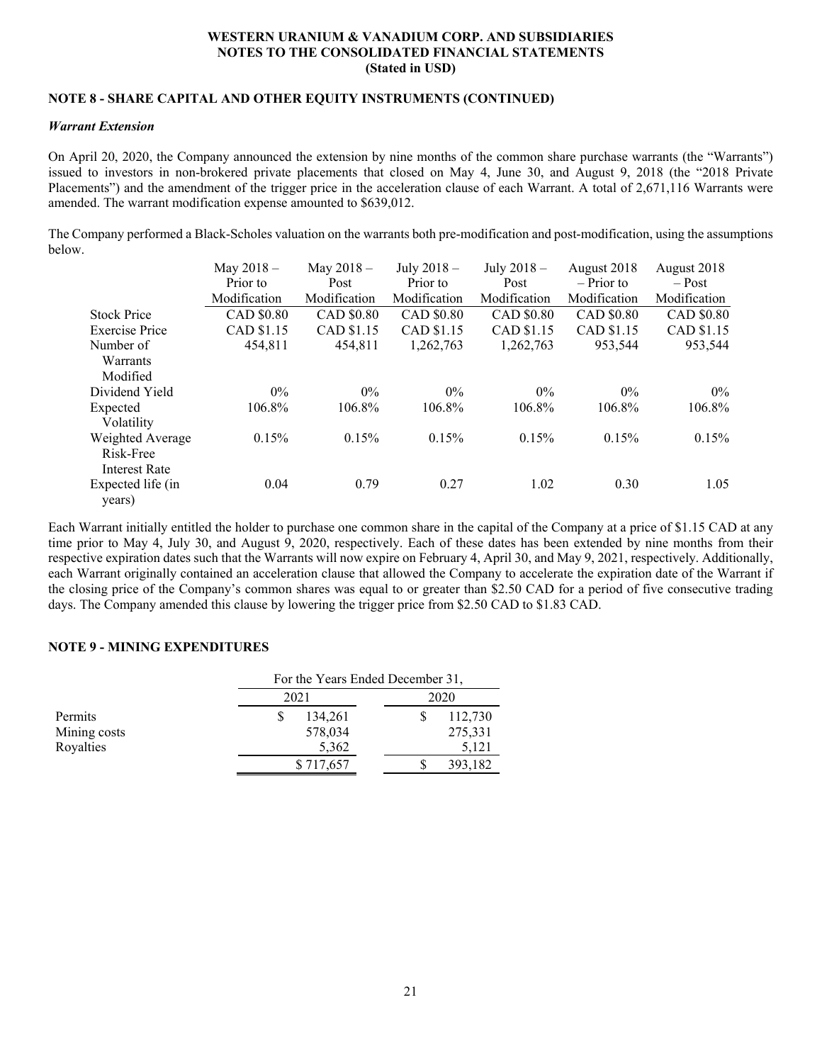**WESTERN URANIUM & VANADIUM CORP. AND SUBSIDIARIES**
**NOTES TO THE CONSOLIDATED FINANCIAL STATEMENTS**
**(Stated in USD)**

## NOTE 8 - SHARE CAPITAL AND OTHER EQUITY INSTRUMENTS (CONTINUED)

### *Warrant Extension*

On April 20, 2020, the Company announced the extension by nine months of the common share purchase warrants (the "Warrants") issued to investors in non-brokered private placements that closed on May 4, June 30, and August 9, 2018 (the "2018 Private Placements") and the amendment of the trigger price in the acceleration clause of each Warrant. A total of 2,671,116 Warrants were amended. The warrant modification expense amounted to $639,012.

The Company performed a Black-Scholes valuation on the warrants both pre-modification and post-modification, using the assumptions below.

| | May 2018 – Prior to Modification | May 2018 – Post Modification | July 2018 – Prior to Modification | July 2018 – Post Modification | August 2018 – Prior to Modification | August 2018 – Post Modification |
|---|---|---|---|---|---|---|
| Stock Price | CAD $0.80 | CAD $0.80 | CAD $0.80 | CAD $0.80 | CAD $0.80 | CAD $0.80 |
| Exercise Price | CAD $1.15 | CAD $1.15 | CAD $1.15 | CAD $1.15 | CAD $1.15 | CAD $1.15 |
| Number of Warrants Modified | 454,811 | 454,811 | 1,262,763 | 1,262,763 | 953,544 | 953,544 |
| Dividend Yield | 0% | 0% | 0% | 0% | 0% | 0% |
| Expected Volatility | 106.8% | 106.8% | 106.8% | 106.8% | 106.8% | 106.8% |
| Weighted Average Risk-Free Interest Rate | 0.15% | 0.15% | 0.15% | 0.15% | 0.15% | 0.15% |
| Expected life (in years) | 0.04 | 0.79 | 0.27 | 1.02 | 0.30 | 1.05 |

Each Warrant initially entitled the holder to purchase one common share in the capital of the Company at a price of $1.15 CAD at any time prior to May 4, July 30, and August 9, 2020, respectively. Each of these dates has been extended by nine months from their respective expiration dates such that the Warrants will now expire on February 4, April 30, and May 9, 2021, respectively. Additionally, each Warrant originally contained an acceleration clause that allowed the Company to accelerate the expiration date of the Warrant if the closing price of the Company's common shares was equal to or greater than $2.50 CAD for a period of five consecutive trading days. The Company amended this clause by lowering the trigger price from $2.50 CAD to $1.83 CAD.

## NOTE 9 - MINING EXPENDITURES

| | For the Years Ended December 31, | |
|---|---|---|
| | 2021 | 2020 |
| Permits | $ 134,261 | $ 112,730 |
| Mining costs | 578,034 | 275,331 |
| Royalties | 5,362 | 5,121 |
| | $ 717,657 | $ 393,182 |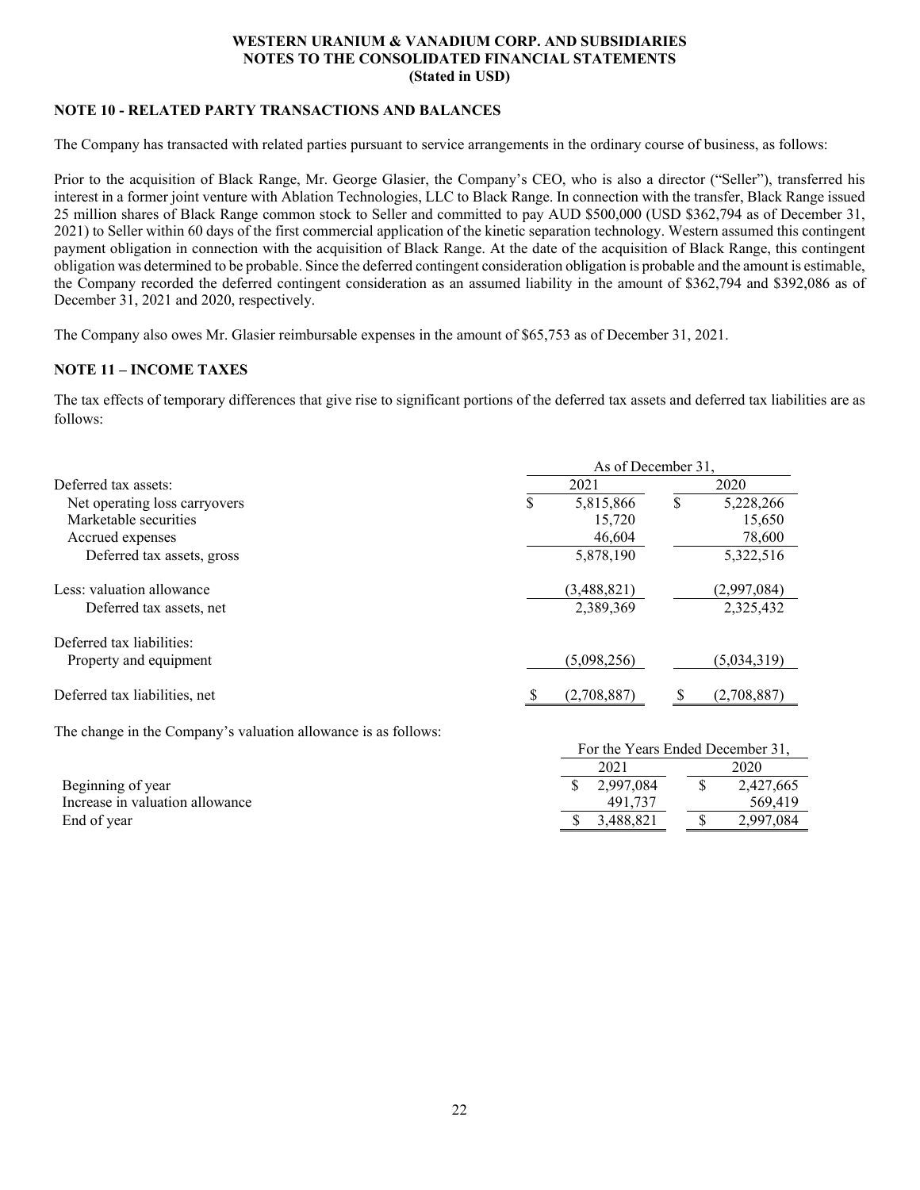## NOTE 10 - RELATED PARTY TRANSACTIONS AND BALANCES

The Company has transacted with related parties pursuant to service arrangements in the ordinary course of business, as follows:

Prior to the acquisition of Black Range, Mr. George Glasier, the Company's CEO, who is also a director ("Seller"), transferred his interest in a former joint venture with Ablation Technologies, LLC to Black Range. In connection with the transfer, Black Range issued 25 million shares of Black Range common stock to Seller and committed to pay AUD $500,000 (USD $362,794 as of December 31, 2021) to Seller within 60 days of the first commercial application of the kinetic separation technology. Western assumed this contingent payment obligation in connection with the acquisition of Black Range. At the date of the acquisition of Black Range, this contingent obligation was determined to be probable. Since the deferred contingent consideration obligation is probable and the amount is estimable, the Company recorded the deferred contingent consideration as an assumed liability in the amount of $362,794 and $392,086 as of December 31, 2021 and 2020, respectively.

The Company also owes Mr. Glasier reimbursable expenses in the amount of $65,753 as of December 31, 2021.

## NOTE 11 – INCOME TAXES

The tax effects of temporary differences that give rise to significant portions of the deferred tax assets and deferred tax liabilities are as follows:

| | As of December 31, | |
|---|---|---|
| | 2021 | 2020 |
| Deferred tax assets: | | |
| Net operating loss carryovers | $ 5,815,866 | $ 5,228,266 |
| Marketable securities | 15,720 | 15,650 |
| Accrued expenses | 46,604 | 78,600 |
| Deferred tax assets, gross | 5,878,190 | 5,322,516 |
| Less: valuation allowance | (3,488,821) | (2,997,084) |
| Deferred tax assets, net | 2,389,369 | 2,325,432 |
| Deferred tax liabilities: | | |
| Property and equipment | (5,098,256) | (5,034,319) |
| Deferred tax liabilities, net | $ (2,708,887) | $ (2,708,887) |

The change in the Company's valuation allowance is as follows:

| | For the Years Ended December 31, | |
|---|---|---|
| | 2021 | 2020 |
| Beginning of year | $ 2,997,084 | $ 2,427,665 |
| Increase in valuation allowance | 491,737 | 569,419 |
| End of year | $ 3,488,821 | $ 2,997,084 |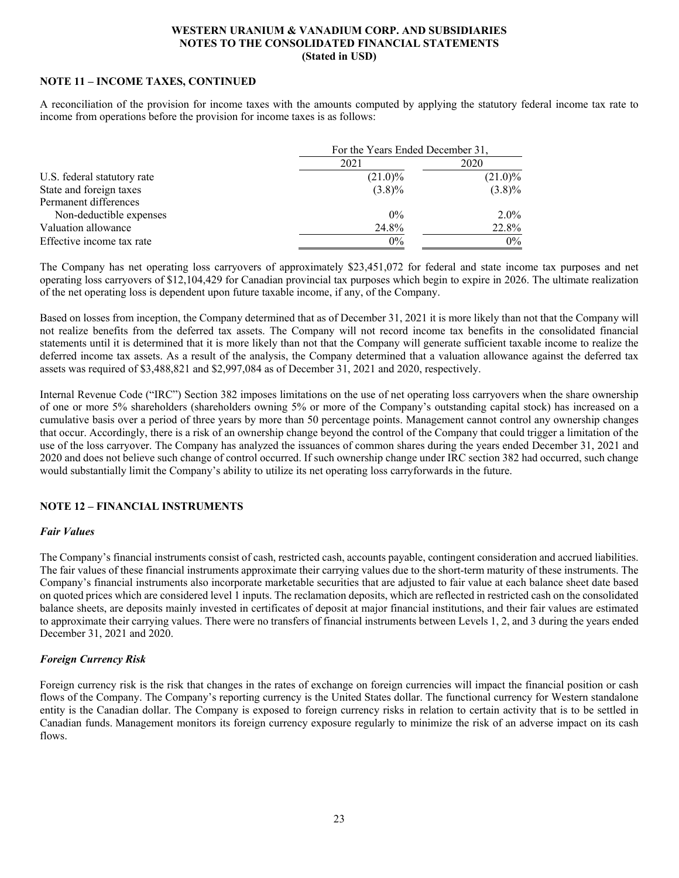## NOTE 11 – INCOME TAXES, CONTINUED

A reconciliation of the provision for income taxes with the amounts computed by applying the statutory federal income tax rate to income from operations before the provision for income taxes is as follows:

| | For the Years Ended December 31, | |
|---|---|---|
| | 2021 | 2020 |
| U.S. federal statutory rate | (21.0)% | (21.0)% |
| State and foreign taxes | (3.8)% | (3.8)% |
| Permanent differences | | |
| Non-deductible expenses | 0% | 2.0% |
| Valuation allowance | 24.8% | 22.8% |
| Effective income tax rate | 0% | 0% |

The Company has net operating loss carryovers of approximately $23,451,072 for federal and state income tax purposes and net operating loss carryovers of $12,104,429 for Canadian provincial tax purposes which begin to expire in 2026. The ultimate realization of the net operating loss is dependent upon future taxable income, if any, of the Company.

Based on losses from inception, the Company determined that as of December 31, 2021 it is more likely than not that the Company will not realize benefits from the deferred tax assets. The Company will not record income tax benefits in the consolidated financial statements until it is determined that it is more likely than not that the Company will generate sufficient taxable income to realize the deferred income tax assets. As a result of the analysis, the Company determined that a valuation allowance against the deferred tax assets was required of $3,488,821 and $2,997,084 as of December 31, 2021 and 2020, respectively.

Internal Revenue Code ("IRC") Section 382 imposes limitations on the use of net operating loss carryovers when the share ownership of one or more 5% shareholders (shareholders owning 5% or more of the Company's outstanding capital stock) has increased on a cumulative basis over a period of three years by more than 50 percentage points. Management cannot control any ownership changes that occur. Accordingly, there is a risk of an ownership change beyond the control of the Company that could trigger a limitation of the use of the loss carryover. The Company has analyzed the issuances of common shares during the years ended December 31, 2021 and 2020 and does not believe such change of control occurred. If such ownership change under IRC section 382 had occurred, such change would substantially limit the Company's ability to utilize its net operating loss carryforwards in the future.

## NOTE 12 – FINANCIAL INSTRUMENTS

### *Fair Values*

The Company's financial instruments consist of cash, restricted cash, accounts payable, contingent consideration and accrued liabilities. The fair values of these financial instruments approximate their carrying values due to the short-term maturity of these instruments. The Company's financial instruments also incorporate marketable securities that are adjusted to fair value at each balance sheet date based on quoted prices which are considered level 1 inputs. The reclamation deposits, which are reflected in restricted cash on the consolidated balance sheets, are deposits mainly invested in certificates of deposit at major financial institutions, and their fair values are estimated to approximate their carrying values. There were no transfers of financial instruments between Levels 1, 2, and 3 during the years ended December 31, 2021 and 2020.

### *Foreign Currency Risk*

Foreign currency risk is the risk that changes in the rates of exchange on foreign currencies will impact the financial position or cash flows of the Company. The Company's reporting currency is the United States dollar. The functional currency for Western standalone entity is the Canadian dollar. The Company is exposed to foreign currency risks in relation to certain activity that is to be settled in Canadian funds. Management monitors its foreign currency exposure regularly to minimize the risk of an adverse impact on its cash flows.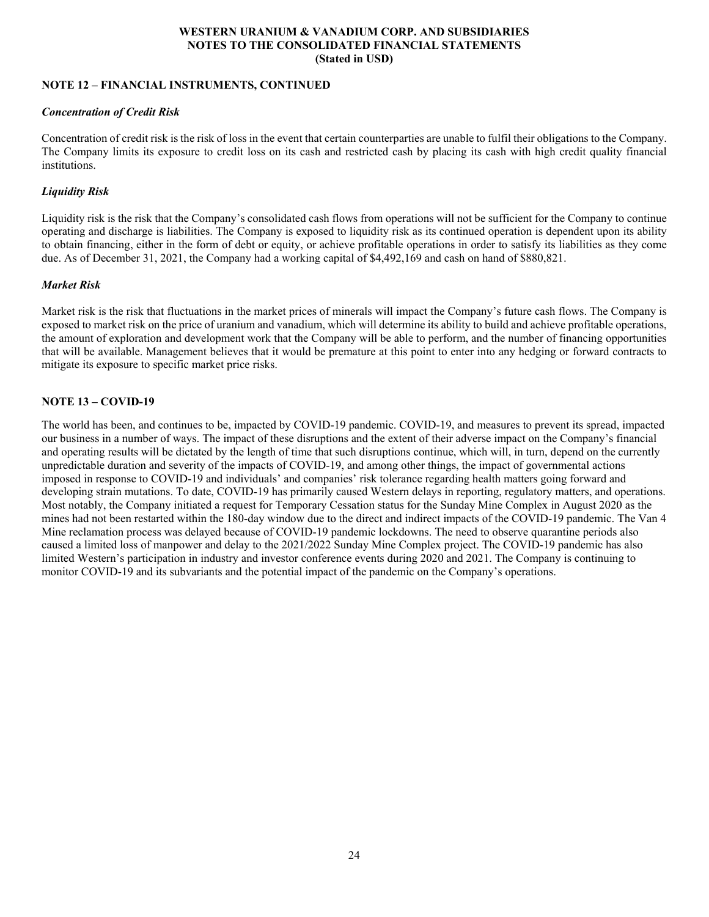## NOTE 12 – FINANCIAL INSTRUMENTS, CONTINUED

### *Concentration of Credit Risk*

Concentration of credit risk is the risk of loss in the event that certain counterparties are unable to fulfil their obligations to the Company. The Company limits its exposure to credit loss on its cash and restricted cash by placing its cash with high credit quality financial institutions.

### *Liquidity Risk*

Liquidity risk is the risk that the Company's consolidated cash flows from operations will not be sufficient for the Company to continue operating and discharge is liabilities. The Company is exposed to liquidity risk as its continued operation is dependent upon its ability to obtain financing, either in the form of debt or equity, or achieve profitable operations in order to satisfy its liabilities as they come due. As of December 31, 2021, the Company had a working capital of $4,492,169 and cash on hand of $880,821.

### *Market Risk*

Market risk is the risk that fluctuations in the market prices of minerals will impact the Company's future cash flows. The Company is exposed to market risk on the price of uranium and vanadium, which will determine its ability to build and achieve profitable operations, the amount of exploration and development work that the Company will be able to perform, and the number of financing opportunities that will be available. Management believes that it would be premature at this point to enter into any hedging or forward contracts to mitigate its exposure to specific market price risks.

## NOTE 13 – COVID-19

The world has been, and continues to be, impacted by COVID-19 pandemic. COVID-19, and measures to prevent its spread, impacted our business in a number of ways. The impact of these disruptions and the extent of their adverse impact on the Company's financial and operating results will be dictated by the length of time that such disruptions continue, which will, in turn, depend on the currently unpredictable duration and severity of the impacts of COVID-19, and among other things, the impact of governmental actions imposed in response to COVID-19 and individuals' and companies' risk tolerance regarding health matters going forward and developing strain mutations. To date, COVID-19 has primarily caused Western delays in reporting, regulatory matters, and operations. Most notably, the Company initiated a request for Temporary Cessation status for the Sunday Mine Complex in August 2020 as the mines had not been restarted within the 180-day window due to the direct and indirect impacts of the COVID-19 pandemic. The Van 4 Mine reclamation process was delayed because of COVID-19 pandemic lockdowns. The need to observe quarantine periods also caused a limited loss of manpower and delay to the 2021/2022 Sunday Mine Complex project. The COVID-19 pandemic has also limited Western's participation in industry and investor conference events during 2020 and 2021. The Company is continuing to monitor COVID-19 and its subvariants and the potential impact of the pandemic on the Company's operations.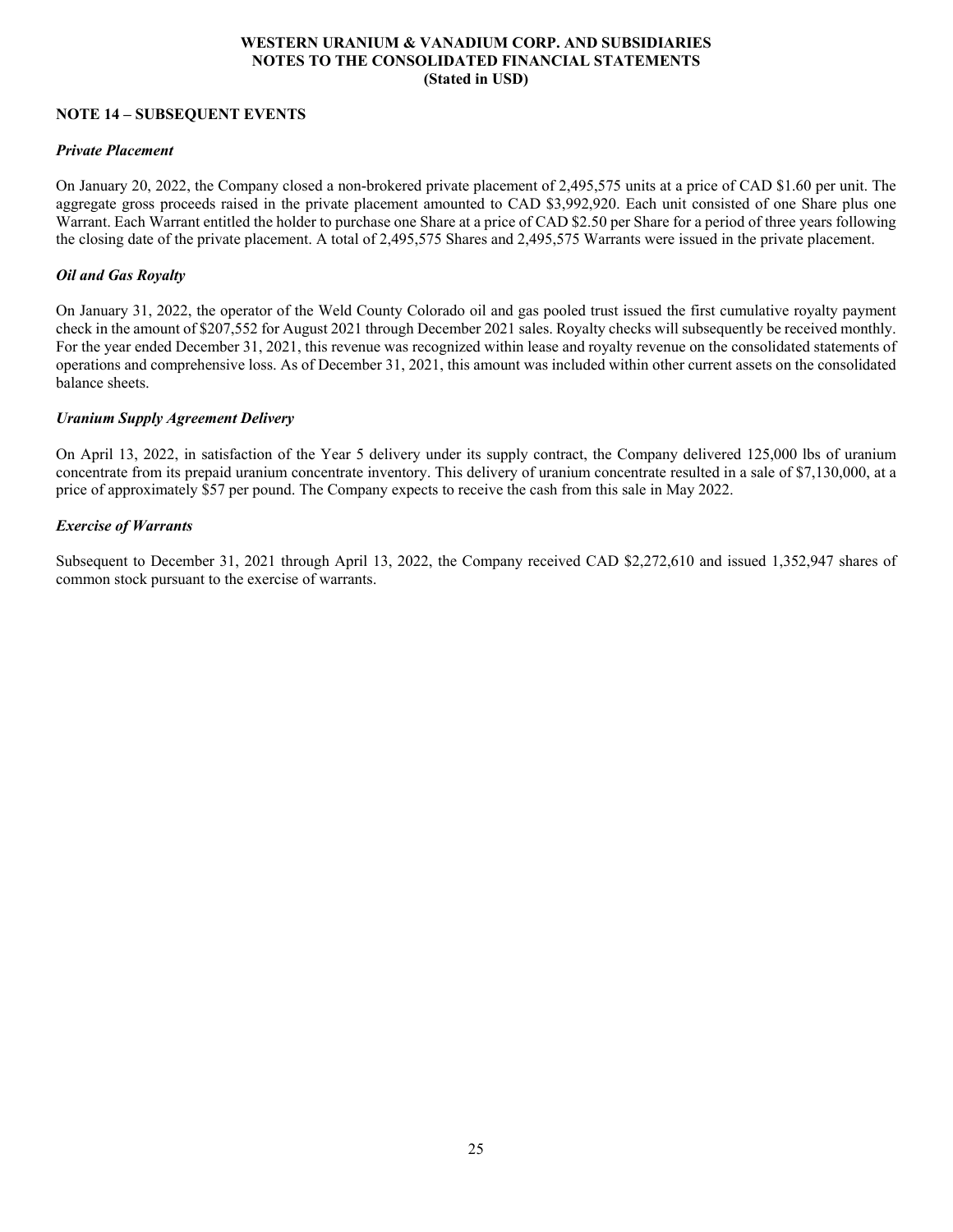## NOTE 14 – SUBSEQUENT EVENTS

### *Private Placement*

On January 20, 2022, the Company closed a non-brokered private placement of 2,495,575 units at a price of CAD $1.60 per unit. The aggregate gross proceeds raised in the private placement amounted to CAD $3,992,920. Each unit consisted of one Share plus one Warrant. Each Warrant entitled the holder to purchase one Share at a price of CAD $2.50 per Share for a period of three years following the closing date of the private placement. A total of 2,495,575 Shares and 2,495,575 Warrants were issued in the private placement.

### *Oil and Gas Royalty*

On January 31, 2022, the operator of the Weld County Colorado oil and gas pooled trust issued the first cumulative royalty payment check in the amount of $207,552 for August 2021 through December 2021 sales. Royalty checks will subsequently be received monthly. For the year ended December 31, 2021, this revenue was recognized within lease and royalty revenue on the consolidated statements of operations and comprehensive loss. As of December 31, 2021, this amount was included within other current assets on the consolidated balance sheets.

### *Uranium Supply Agreement Delivery*

On April 13, 2022, in satisfaction of the Year 5 delivery under its supply contract, the Company delivered 125,000 lbs of uranium concentrate from its prepaid uranium concentrate inventory. This delivery of uranium concentrate resulted in a sale of $7,130,000, at a price of approximately $57 per pound. The Company expects to receive the cash from this sale in May 2022.

### *Exercise of Warrants*

Subsequent to December 31, 2021 through April 13, 2022, the Company received CAD $2,272,610 and issued 1,352,947 shares of common stock pursuant to the exercise of warrants.